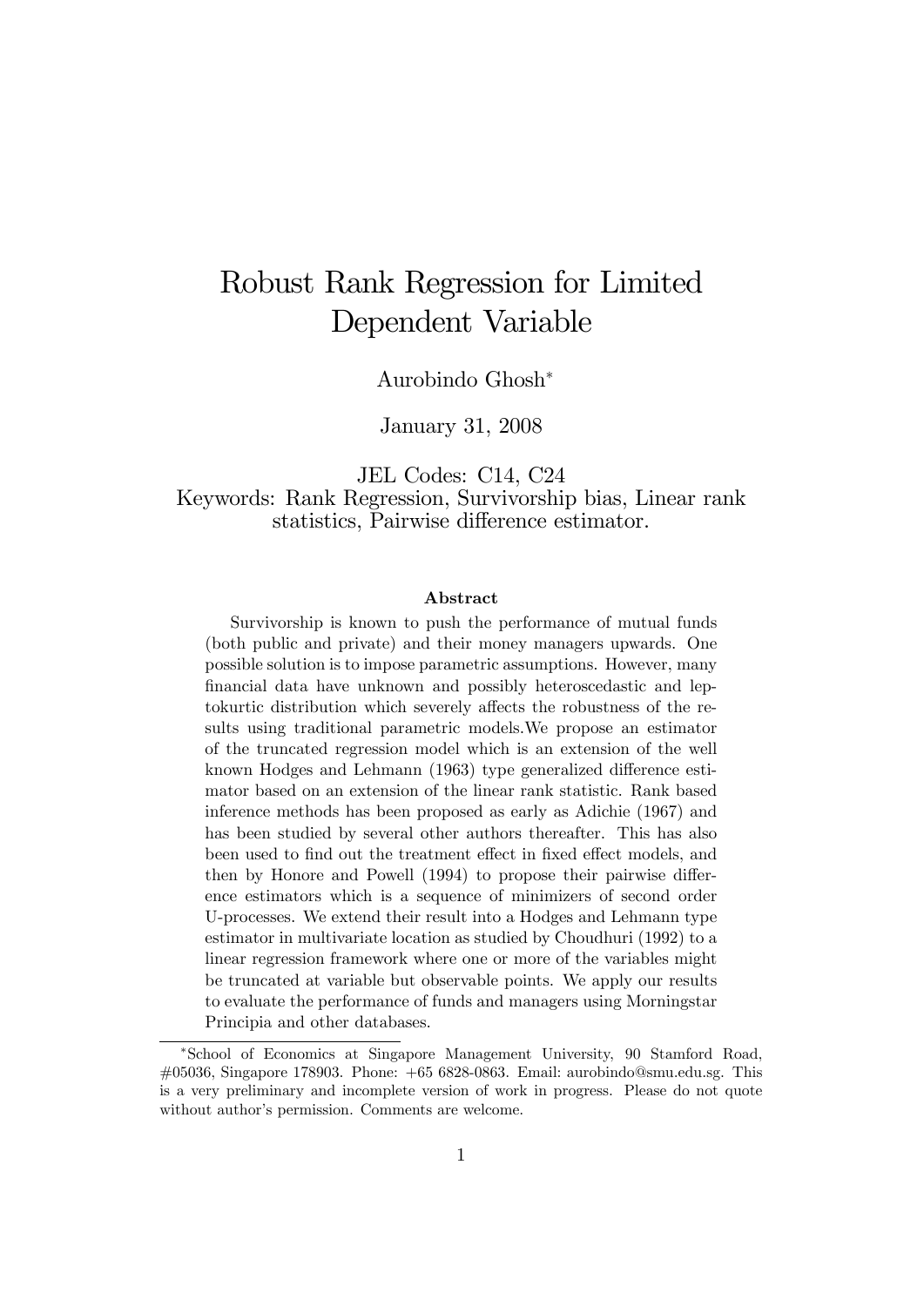# Robust Rank Regression for Limited Dependent Variable

Aurobindo Ghosh[*]

January 31, 2008

JEL Codes: C14, C24

Keywords: Rank Regression, Survivorship bias, Linear rank statistics, Pairwise difference estimator.

### Abstract

Survivorship is known to push the performance of mutual funds (both public and private) and their money managers upwards. One possible solution is to impose parametric assumptions. However, many financial data have unknown and possibly heteroscedastic and leptokurtic distribution which severely affects the robustness of the results using traditional parametric models.We propose an estimator of the truncated regression model which is an extension of the well known Hodges and Lehmann (1963) type generalized difference estimator based on an extension of the linear rank statistic. Rank based inference methods has been proposed as early as Adichie (1967) and has been studied by several other authors thereafter. This has also been used to find out the treatment effect in fixed effect models, and then by Honore and Powell (1994) to propose their pairwise difference estimators which is a sequence of minimizers of second order U-processes. We extend their result into a Hodges and Lehmann type estimator in multivariate location as studied by Choudhuri (1992) to a linear regression framework where one or more of the variables might be truncated at variable but observable points. We apply our results to evaluate the performance of funds and managers using Morningstar Principia and other databases.

---

[*]School of Economics at Singapore Management University, 90 Stamford Road, #05036, Singapore 178903. Phone: +65 6828-0863. Email: aurobindo@smu.edu.sg. This is a very preliminary and incomplete version of work in progress. Please do not quote without author's permission. Comments are welcome.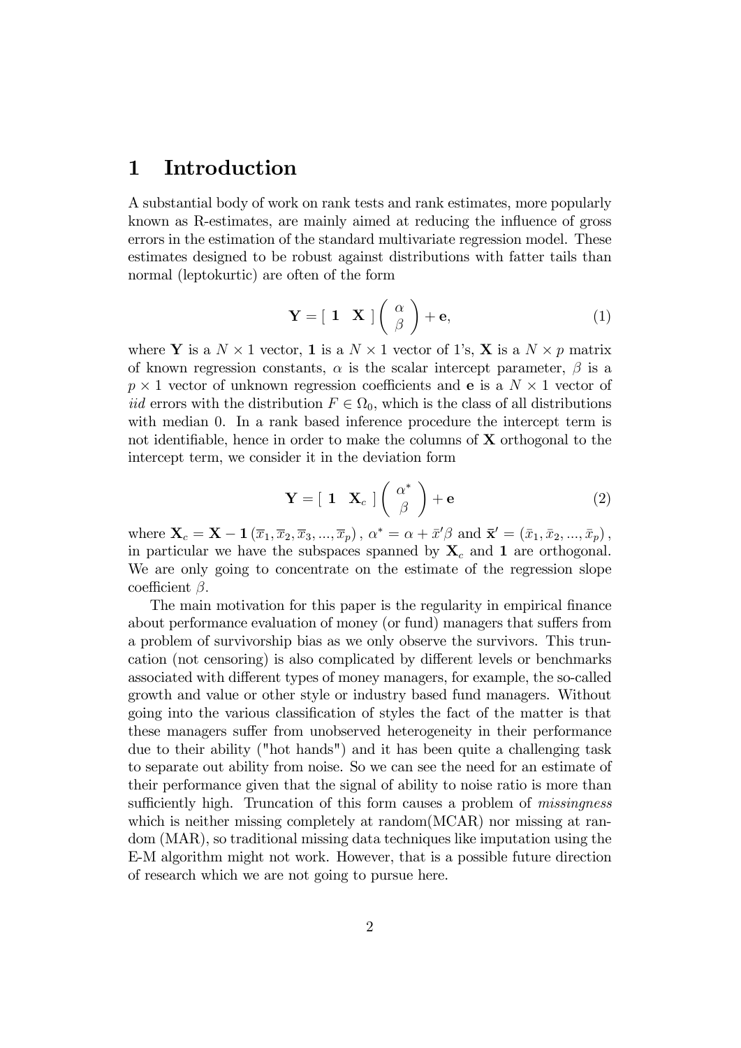# 1 Introduction

A substantial body of work on rank tests and rank estimates, more popularly known as R-estimates, are mainly aimed at reducing the influence of gross errors in the estimation of the standard multivariate regression model. These estimates designed to be robust against distributions with fatter tails than normal (leptokurtic) are often of the form

$$\mathbf{Y} = [\ \mathbf{1} \quad \mathbf{X}\ ] \begin{pmatrix} \alpha \\ \beta \end{pmatrix} + \mathbf{e}, \tag{1}$$

where $\mathbf{Y}$ is a $N \times 1$ vector, $\mathbf{1}$ is a $N \times 1$ vector of 1's, $\mathbf{X}$ is a $N \times p$ matrix of known regression constants, $\alpha$ is the scalar intercept parameter, $\beta$ is a $p \times 1$ vector of unknown regression coefficients and $\mathbf{e}$ is a $N \times 1$ vector of *iid* errors with the distribution $F \in \Omega_0$, which is the class of all distributions with median 0. In a rank based inference procedure the intercept term is not identifiable, hence in order to make the columns of $\mathbf{X}$ orthogonal to the intercept term, we consider it in the deviation form

$$\mathbf{Y} = [\ \mathbf{1} \quad \mathbf{X}_c\ ] \begin{pmatrix} \alpha^* \\ \beta \end{pmatrix} + \mathbf{e} \tag{2}$$

where $\mathbf{X}_c = \mathbf{X} - \mathbf{1}\left(\overline{x}_1, \overline{x}_2, \overline{x}_3, ..., \overline{x}_p\right)$, $\alpha^* = \alpha + \bar{x}'\beta$ and $\bar{\mathbf{x}}' = \left(\bar{x}_1, \bar{x}_2, ..., \bar{x}_p\right)$, in particular we have the subspaces spanned by $\mathbf{X}_c$ and $\mathbf{1}$ are orthogonal. We are only going to concentrate on the estimate of the regression slope coefficient $\beta$.

The main motivation for this paper is the regularity in empirical finance about performance evaluation of money (or fund) managers that suffers from a problem of survivorship bias as we only observe the survivors. This truncation (not censoring) is also complicated by different levels or benchmarks associated with different types of money managers, for example, the so-called growth and value or other style or industry based fund managers. Without going into the various classification of styles the fact of the matter is that these managers suffer from unobserved heterogeneity in their performance due to their ability ("hot hands") and it has been quite a challenging task to separate out ability from noise. So we can see the need for an estimate of their performance given that the signal of ability to noise ratio is more than sufficiently high. Truncation of this form causes a problem of *missingness* which is neither missing completely at random(MCAR) nor missing at random (MAR), so traditional missing data techniques like imputation using the E-M algorithm might not work. However, that is a possible future direction of research which we are not going to pursue here.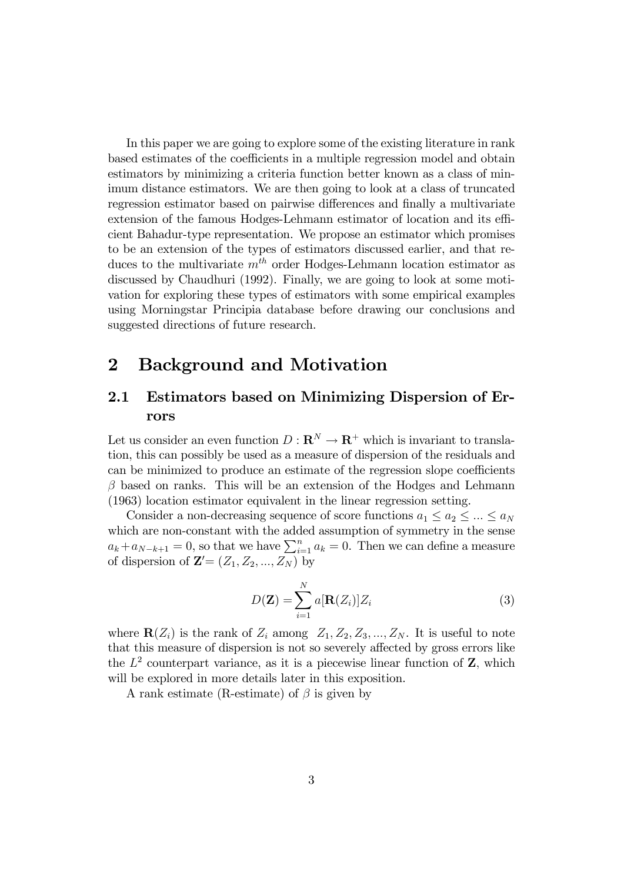In this paper we are going to explore some of the existing literature in rank based estimates of the coefficients in a multiple regression model and obtain estimators by minimizing a criteria function better known as a class of minimum distance estimators. We are then going to look at a class of truncated regression estimator based on pairwise differences and finally a multivariate extension of the famous Hodges-Lehmann estimator of location and its efficient Bahadur-type representation. We propose an estimator which promises to be an extension of the types of estimators discussed earlier, and that reduces to the multivariate $m^{th}$ order Hodges-Lehmann location estimator as discussed by Chaudhuri (1992). Finally, we are going to look at some motivation for exploring these types of estimators with some empirical examples using Morningstar Principia database before drawing our conclusions and suggested directions of future research.

# 2 Background and Motivation

## 2.1 Estimators based on Minimizing Dispersion of Errors

Let us consider an even function $D : \mathbf{R}^N \to \mathbf{R}^+$ which is invariant to translation, this can possibly be used as a measure of dispersion of the residuals and can be minimized to produce an estimate of the regression slope coefficients $\beta$ based on ranks. This will be an extension of the Hodges and Lehmann (1963) location estimator equivalent in the linear regression setting.

Consider a non-decreasing sequence of score functions $a_1 \leq a_2 \leq ... \leq a_N$ which are non-constant with the added assumption of symmetry in the sense $a_k + a_{N-k+1} = 0$, so that we have $\sum_{i=1}^{n} a_k = 0$. Then we can define a measure of dispersion of $\mathbf{Z}' = (Z_1, Z_2, ..., Z_N)$ by

$$D(\mathbf{Z}) = \sum_{i=1}^{N} a[\mathbf{R}(Z_i)]Z_i \tag{3}$$

where $\mathbf{R}(Z_i)$ is the rank of $Z_i$ among $Z_1, Z_2, Z_3, ..., Z_N$. It is useful to note that this measure of dispersion is not so severely affected by gross errors like the $L^2$ counterpart variance, as it is a piecewise linear function of $\mathbf{Z}$, which will be explored in more details later in this exposition.

A rank estimate (R-estimate) of $\beta$ is given by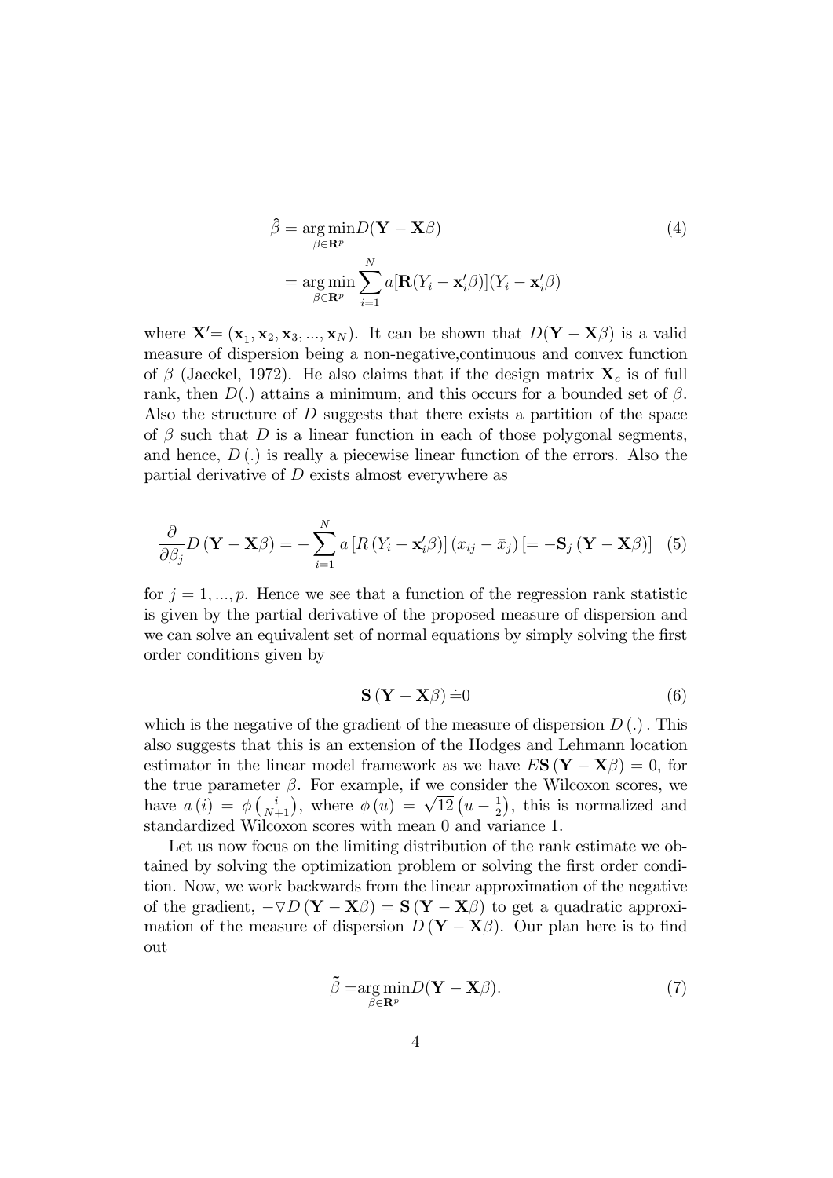$$
\begin{aligned}
\hat{\beta} &= \underset{\beta \in \mathbf{R}^p}{\arg\min} D(\mathbf{Y} - \mathbf{X}\beta) \\
&= \underset{\beta \in \mathbf{R}^p}{\arg\min} \sum_{i=1}^{N} a[\mathbf{R}(Y_i - \mathbf{x}_i'\beta)](Y_i - \mathbf{x}_i'\beta)
\end{aligned} \tag{4}
$$

where $\mathbf{X}' = (\mathbf{x}_1, \mathbf{x}_2, \mathbf{x}_3, ..., \mathbf{x}_N)$. It can be shown that $D(\mathbf{Y} - \mathbf{X}\beta)$ is a valid measure of dispersion being a non-negative,continuous and convex function of $\beta$ (Jaeckel, 1972). He also claims that if the design matrix $\mathbf{X}_c$ is of full rank, then $D(.)$ attains a minimum, and this occurs for a bounded set of $\beta$. Also the structure of $D$ suggests that there exists a partition of the space of $\beta$ such that $D$ is a linear function in each of those polygonal segments, and hence, $D(.)$ is really a piecewise linear function of the errors. Also the partial derivative of $D$ exists almost everywhere as

$$
\frac{\partial}{\partial \beta_j} D(\mathbf{Y} - \mathbf{X}\beta) = -\sum_{i=1}^{N} a\left[R\left(Y_i - \mathbf{x}_i'\beta\right)\right]\left(x_{ij} - \bar{x}_j\right)\left[= -\mathbf{S}_j\left(\mathbf{Y} - \mathbf{X}\beta\right)\right] \tag{5}
$$

for $j = 1, ..., p$. Hence we see that a function of the regression rank statistic is given by the partial derivative of the proposed measure of dispersion and we can solve an equivalent set of normal equations by simply solving the first order conditions given by

$$
\mathbf{S}\left(\mathbf{Y} - \mathbf{X}\beta\right) \doteq 0 \tag{6}
$$

which is the negative of the gradient of the measure of dispersion $D(.)$. This also suggests that this is an extension of the Hodges and Lehmann location estimator in the linear model framework as we have $E\mathbf{S}\left(\mathbf{Y} - \mathbf{X}\beta\right) = 0$, for the true parameter $\beta$. For example, if we consider the Wilcoxon scores, we have $a(i) = \phi\left(\frac{i}{N+1}\right)$, where $\phi(u) = \sqrt{12}\left(u - \frac{1}{2}\right)$, this is normalized and standardized Wilcoxon scores with mean 0 and variance 1.

Let us now focus on the limiting distribution of the rank estimate we obtained by solving the optimization problem or solving the first order condition. Now, we work backwards from the linear approximation of the negative of the gradient, $-\nabla D\left(\mathbf{Y} - \mathbf{X}\beta\right) = \mathbf{S}\left(\mathbf{Y} - \mathbf{X}\beta\right)$ to get a quadratic approximation of the measure of dispersion $D\left(\mathbf{Y} - \mathbf{X}\beta\right)$. Our plan here is to find out

$$
\tilde{\beta} = \underset{\beta \in \mathbf{R}^p}{\arg\min} D(\mathbf{Y} - \mathbf{X}\beta). \tag{7}
$$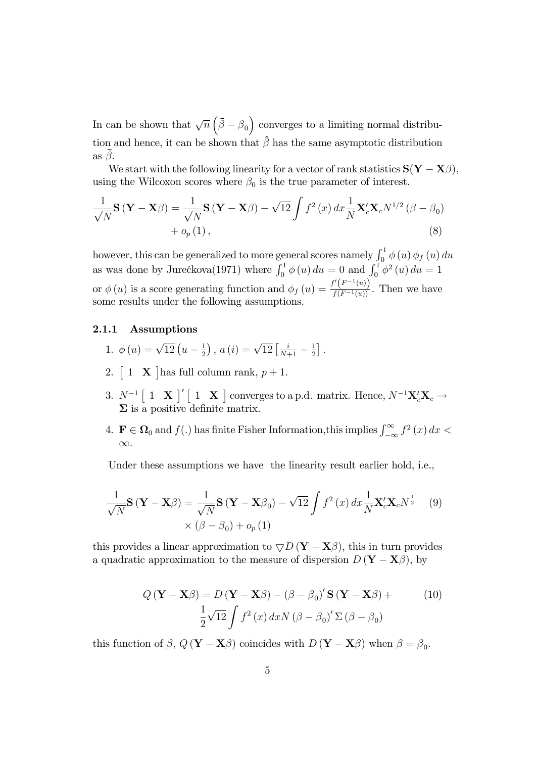In can be shown that $\sqrt{n}\left(\tilde{\beta}-\beta_0\right)$ converges to a limiting normal distribution and hence, it can be shown that $\hat{\beta}$ has the same asymptotic distribution as $\tilde{\beta}$.

We start with the following linearity for a vector of rank statistics $\mathbf{S}(\mathbf{Y}-\mathbf{X}\beta)$, using the Wilcoxon scores where $\beta_0$ is the true parameter of interest.

$$
\begin{aligned}
\frac{1}{\sqrt{N}}\mathbf{S}\left(\mathbf{Y}-\mathbf{X}\beta\right) = \frac{1}{\sqrt{N}}\mathbf{S}\left(\mathbf{Y}-\mathbf{X}\beta\right) - \sqrt{12}\int f^2\left(x\right)dx\frac{1}{N}\mathbf{X}_c^{\prime}\mathbf{X}_c N^{1/2}\left(\beta-\beta_0\right) \\
+ o_p\left(1\right), \qquad (8)
\end{aligned}
$$

however, this can be generalized to more general scores namely $\int_0^1 \phi\left(u\right)\phi_f\left(u\right)du$ as was done by Jurećkova(1971) where $\int_0^1 \phi\left(u\right)du = 0$ and $\int_0^1 \phi^2\left(u\right)du = 1$ or $\phi\left(u\right)$ is a score generating function and $\phi_f\left(u\right) = \frac{f^{\prime}\left(F^{-1}(u)\right)}{f\left(F^{-1}(u)\right)}$. Then we have some results under the following assumptions.

### 2.1.1 Assumptions

1. $\phi\left(u\right) = \sqrt{12}\left(u-\frac{1}{2}\right),\ a\left(i\right) = \sqrt{12}\left[\frac{i}{N+1}-\frac{1}{2}\right]$.
2. $\left[\begin{array}{cc} 1 & \mathbf{X} \end{array}\right]$has full column rank, $p+1$.
3. $N^{-1}\left[\begin{array}{cc} 1 & \mathbf{X} \end{array}\right]^{\prime}\left[\begin{array}{cc} 1 & \mathbf{X} \end{array}\right]$ converges to a p.d. matrix. Hence, $N^{-1}\mathbf{X}_c^{\prime}\mathbf{X}_c \rightarrow \mathbf{\Sigma}$ is a positive definite matrix.
4. $\mathbf{F} \in \mathbf{\Omega}_0$ and $f(.)$ has finite Fisher Information,this implies $\int_{-\infty}^{\infty} f^2\left(x\right)dx < \infty$.

Under these assumptions we have the linearity result earlier hold, i.e.,

$$
\begin{aligned}
\frac{1}{\sqrt{N}}\mathbf{S}\left(\mathbf{Y}-\mathbf{X}\beta\right) = \frac{1}{\sqrt{N}}\mathbf{S}\left(\mathbf{Y}-\mathbf{X}\beta_0\right) - \sqrt{12}\int f^2\left(x\right)dx\frac{1}{N}\mathbf{X}_c^{\prime}\mathbf{X}_c N^{\frac{1}{2}} \qquad (9) \\
\times\left(\beta-\beta_0\right) + o_p\left(1\right)
\end{aligned}
$$

this provides a linear approximation to $\bigtriangledown D\left(\mathbf{Y}-\mathbf{X}\beta\right)$, this in turn provides a quadratic approximation to the measure of dispersion $D\left(\mathbf{Y}-\mathbf{X}\beta\right)$, by

$$
\begin{aligned}
Q\left(\mathbf{Y}-\mathbf{X}\beta\right) = D\left(\mathbf{Y}-\mathbf{X}\beta\right) - \left(\beta-\beta_0\right)^{\prime}\mathbf{S}\left(\mathbf{Y}-\mathbf{X}\beta\right) + \qquad (10) \\
\frac{1}{2}\sqrt{12}\int f^2\left(x\right)dx N\left(\beta-\beta_0\right)^{\prime}\Sigma\left(\beta-\beta_0\right)
\end{aligned}
$$

this function of $\beta$, $Q\left(\mathbf{Y}-\mathbf{X}\beta\right)$ coincides with $D\left(\mathbf{Y}-\mathbf{X}\beta\right)$ when $\beta = \beta_0$.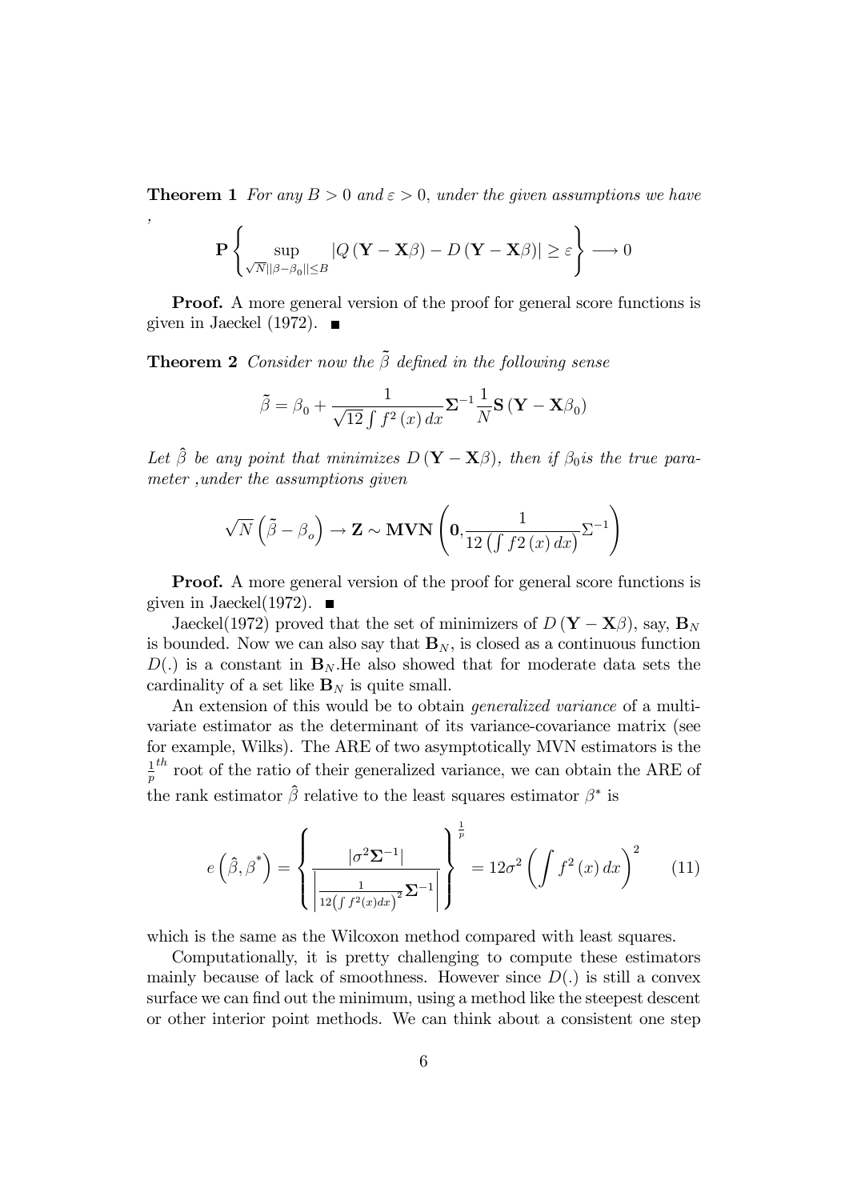**Theorem 1** *For any $B > 0$ and $\varepsilon > 0$, under the given assumptions we have* ,

$$\mathbf{P}\left\{\sup_{\sqrt{N}||\beta-\beta_0||\leq B}|Q(\mathbf{Y}-\mathbf{X}\beta)-D(\mathbf{Y}-\mathbf{X}\beta)|\geq\varepsilon\right\}\longrightarrow 0$$

**Proof.** A more general version of the proof for general score functions is given in Jaeckel (1972). ■

**Theorem 2** *Consider now the $\tilde{\beta}$ defined in the following sense*

$$\tilde{\beta}=\beta_0+\frac{1}{\sqrt{12}\int f^2(x)\,dx}\mathbf{\Sigma}^{-1}\frac{1}{N}\mathbf{S}(\mathbf{Y}-\mathbf{X}\beta_0)$$

*Let $\hat{\beta}$ be any point that minimizes $D(\mathbf{Y}-\mathbf{X}\beta)$, then if $\beta_0$is the true parameter ,under the assumptions given*

$$\sqrt{N}\left(\tilde{\beta}-\beta_o\right)\rightarrow\mathbf{Z}\sim\mathbf{MVN}\left(\mathbf{0},\frac{1}{12\left(\int f2(x)\,dx\right)}\Sigma^{-1}\right)$$

**Proof.** A more general version of the proof for general score functions is given in Jaeckel(1972). ■

Jaeckel(1972) proved that the set of minimizers of $D(\mathbf{Y}-\mathbf{X}\beta)$, say, $\mathbf{B}_N$ is bounded. Now we can also say that $\mathbf{B}_N$, is closed as a continuous function $D(.)$ is a constant in $\mathbf{B}_N$.He also showed that for moderate data sets the cardinality of a set like $\mathbf{B}_N$ is quite small.

An extension of this would be to obtain *generalized variance* of a multivariate estimator as the determinant of its variance-covariance matrix (see for example, Wilks). The ARE of two asymptotically MVN estimators is the $\frac{1}{p}^{th}$ root of the ratio of their generalized variance, we can obtain the ARE of the rank estimator $\hat{\beta}$ relative to the least squares estimator $\beta^*$ is

$$e\left(\hat{\beta},\beta^*\right)=\left\{\frac{|\sigma^2\mathbf{\Sigma}^{-1}|}{\left|\frac{1}{12\left(\int f^2(x)dx\right)^2}\mathbf{\Sigma}^{-1}\right|}\right\}^{\frac{1}{p}}=12\sigma^2\left(\int f^2(x)\,dx\right)^2 \tag{11}$$

which is the same as the Wilcoxon method compared with least squares.

Computationally, it is pretty challenging to compute these estimators mainly because of lack of smoothness. However since $D(.)$ is still a convex surface we can find out the minimum, using a method like the steepest descent or other interior point methods. We can think about a consistent one step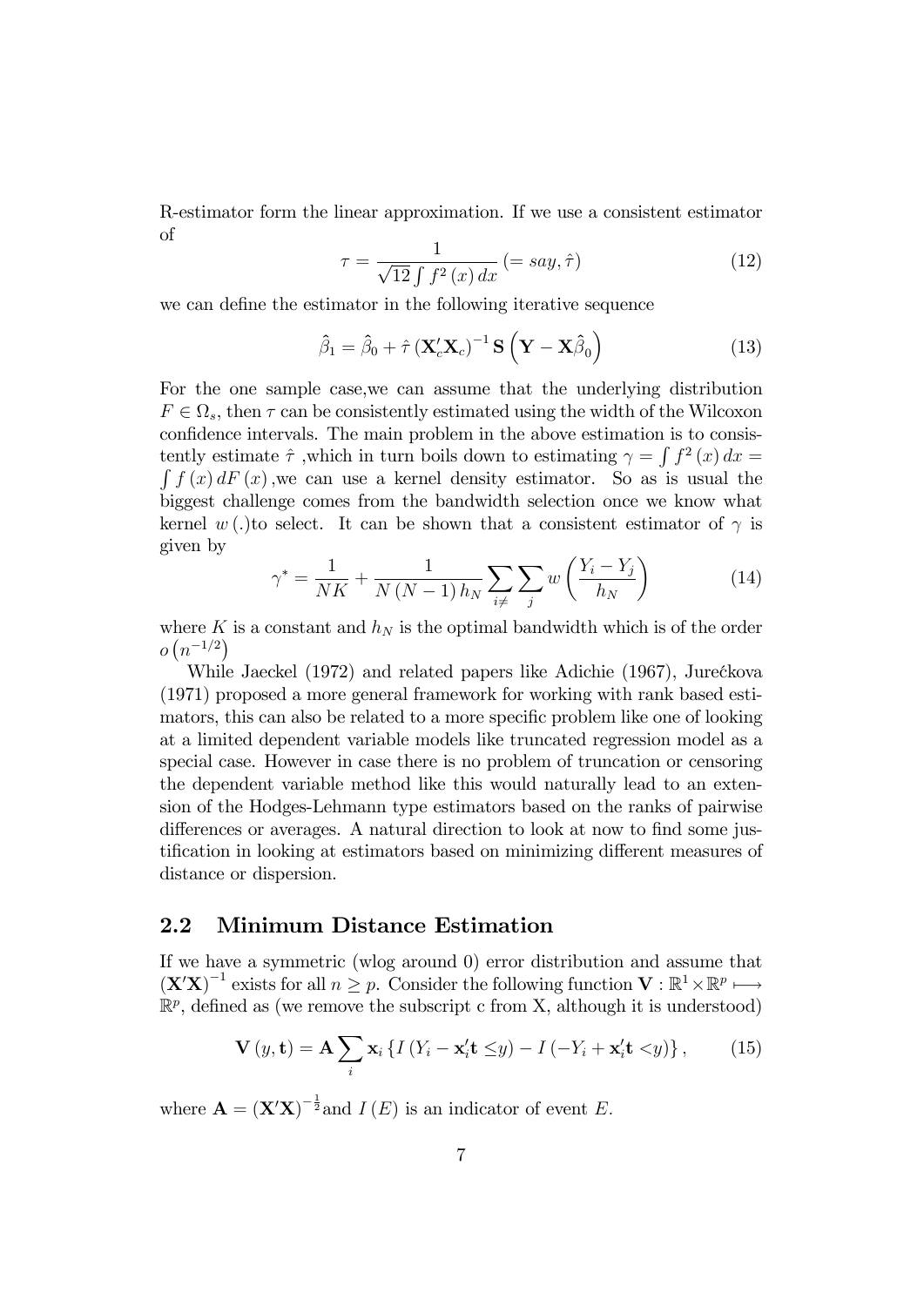R-estimator form the linear approximation. If we use a consistent estimator of

$$\tau = \frac{1}{\sqrt{12}\int f^2(x)\,dx} \,(= say, \hat{\tau}) \tag{12}$$

we can define the estimator in the following iterative sequence

$$\hat{\beta}_1 = \hat{\beta}_0 + \hat{\tau}\left(\mathbf{X}_c'\mathbf{X}_c\right)^{-1}\mathbf{S}\left(\mathbf{Y} - \mathbf{X}\hat{\beta}_0\right) \tag{13}$$

For the one sample case,we can assume that the underlying distribution $F \in \Omega_s$, then $\tau$ can be consistently estimated using the width of the Wilcoxon confidence intervals. The main problem in the above estimation is to consistently estimate $\hat{\tau}$ ,which in turn boils down to estimating $\gamma = \int f^2(x)\,dx = \int f(x)\,dF(x)$ ,we can use a kernel density estimator. So as is usual the biggest challenge comes from the bandwidth selection once we know what kernel $w(.)$to select. It can be shown that a consistent estimator of $\gamma$ is given by

$$\gamma^* = \frac{1}{NK} + \frac{1}{N(N-1)h_N}\sum_{i\neq}\sum_{j} w\left(\frac{Y_i - Y_j}{h_N}\right) \tag{14}$$

where $K$ is a constant and $h_N$ is the optimal bandwidth which is of the order $o\left(n^{-1/2}\right)$

While Jaeckel (1972) and related papers like Adichie (1967), Jurećkova (1971) proposed a more general framework for working with rank based estimators, this can also be related to a more specific problem like one of looking at a limited dependent variable models like truncated regression model as a special case. However in case there is no problem of truncation or censoring the dependent variable method like this would naturally lead to an extension of the Hodges-Lehmann type estimators based on the ranks of pairwise differences or averages. A natural direction to look at now to find some justification in looking at estimators based on minimizing different measures of distance or dispersion.

## 2.2 Minimum Distance Estimation

If we have a symmetric (wlog around 0) error distribution and assume that $(\mathbf{X}'\mathbf{X})^{-1}$ exists for all $n \geq p$. Consider the following function $\mathbf{V} : \mathbb{R}^1 \times \mathbb{R}^p \longmapsto \mathbb{R}^p$, defined as (we remove the subscript c from X, although it is understood)

$$\mathbf{V}(y, \mathbf{t}) = \mathbf{A}\sum_i \mathbf{x}_i \left\{ I\left(Y_i - \mathbf{x}_i'\mathbf{t} \leq y\right) - I\left(-Y_i + \mathbf{x}_i'\mathbf{t} < y\right) \right\}, \tag{15}$$

where $\mathbf{A} = (\mathbf{X}'\mathbf{X})^{-\frac{1}{2}}$and $I(E)$ is an indicator of event $E$.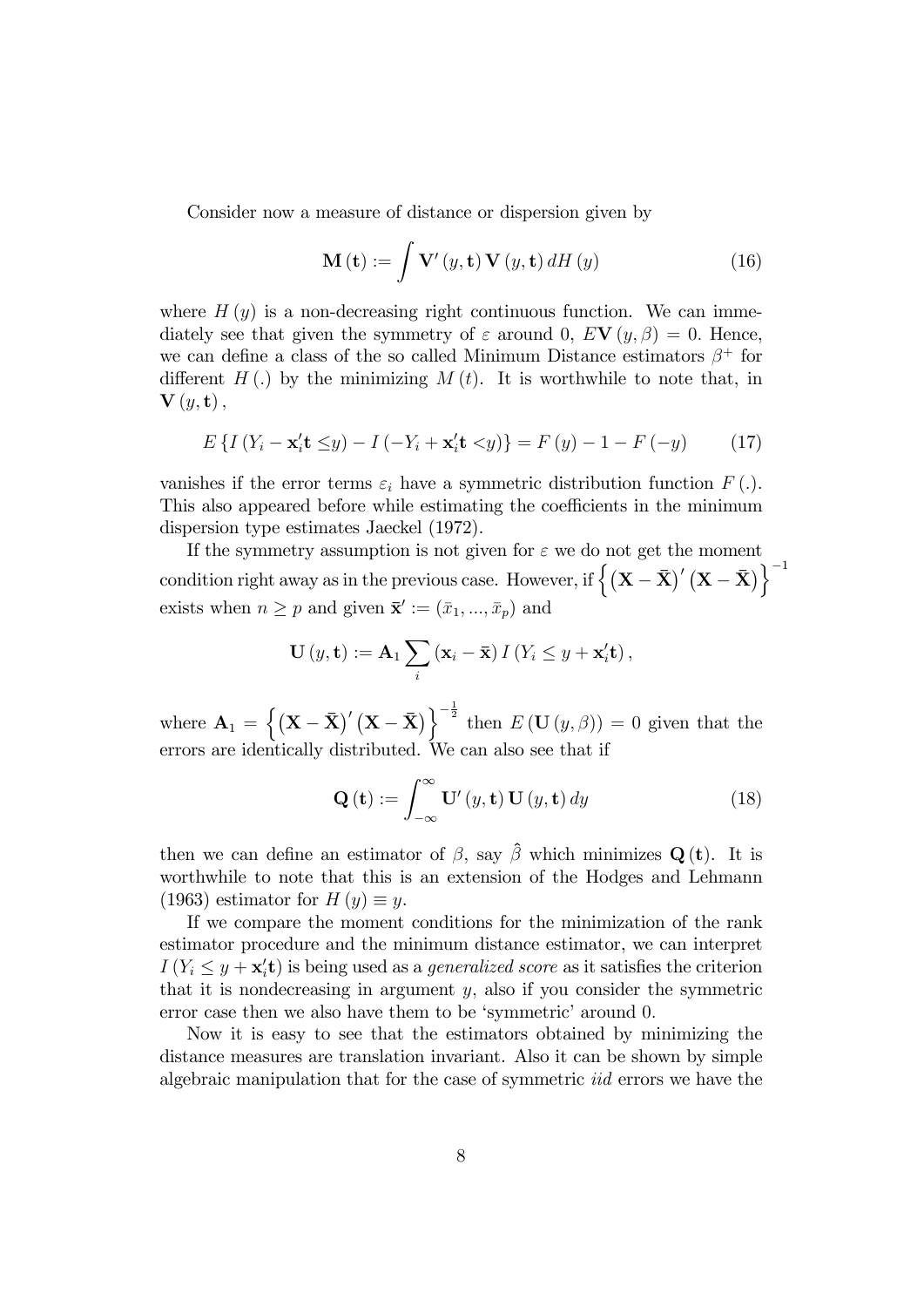Consider now a measure of distance or dispersion given by

$$\mathbf{M}(\mathbf{t}) := \int \mathbf{V}'(y, \mathbf{t}) \mathbf{V}(y, \mathbf{t}) \, dH(y) \tag{16}$$

where $H(y)$ is a non-decreasing right continuous function. We can immediately see that given the symmetry of $\varepsilon$ around 0, $E\mathbf{V}(y, \beta) = 0$. Hence, we can define a class of the so called Minimum Distance estimators $\beta^+$ for different $H(.)$ by the minimizing $M(t)$. It is worthwhile to note that, in $\mathbf{V}(y, \mathbf{t})$,

$$E\{I(Y_i - \mathbf{x}_i'\mathbf{t} \leq y) - I(-Y_i + \mathbf{x}_i'\mathbf{t} < y)\} = F(y) - 1 - F(-y) \tag{17}$$

vanishes if the error terms $\varepsilon_i$ have a symmetric distribution function $F(.)$. This also appeared before while estimating the coefficients in the minimum dispersion type estimates Jaeckel (1972).

If the symmetry assumption is not given for $\varepsilon$ we do not get the moment condition right away as in the previous case. However, if $\left\{(\mathbf{X} - \bar{\mathbf{X}})'(\mathbf{X} - \bar{\mathbf{X}})\right\}^{-1}$ exists when $n \geq p$ and given $\bar{\mathbf{x}}' := (\bar{x}_1, ..., \bar{x}_p)$ and

$$\mathbf{U}(y, \mathbf{t}) := \mathbf{A}_1 \sum_i (\mathbf{x}_i - \bar{\mathbf{x}}) I(Y_i \leq y + \mathbf{x}_i'\mathbf{t}),$$

where $\mathbf{A}_1 = \left\{(\mathbf{X} - \bar{\mathbf{X}})'(\mathbf{X} - \bar{\mathbf{X}})\right\}^{-\frac{1}{2}}$ then $E(\mathbf{U}(y, \beta)) = 0$ given that the errors are identically distributed. We can also see that if

$$\mathbf{Q}(\mathbf{t}) := \int_{-\infty}^{\infty} \mathbf{U}'(y, \mathbf{t}) \mathbf{U}(y, \mathbf{t}) \, dy \tag{18}$$

then we can define an estimator of $\beta$, say $\hat{\beta}$ which minimizes $\mathbf{Q}(\mathbf{t})$. It is worthwhile to note that this is an extension of the Hodges and Lehmann (1963) estimator for $H(y) \equiv y$.

If we compare the moment conditions for the minimization of the rank estimator procedure and the minimum distance estimator, we can interpret $I(Y_i \leq y + \mathbf{x}_i'\mathbf{t})$ is being used as a *generalized score* as it satisfies the criterion that it is nondecreasing in argument $y$, also if you consider the symmetric error case then we also have them to be 'symmetric' around 0.

Now it is easy to see that the estimators obtained by minimizing the distance measures are translation invariant. Also it can be shown by simple algebraic manipulation that for the case of symmetric *iid* errors we have the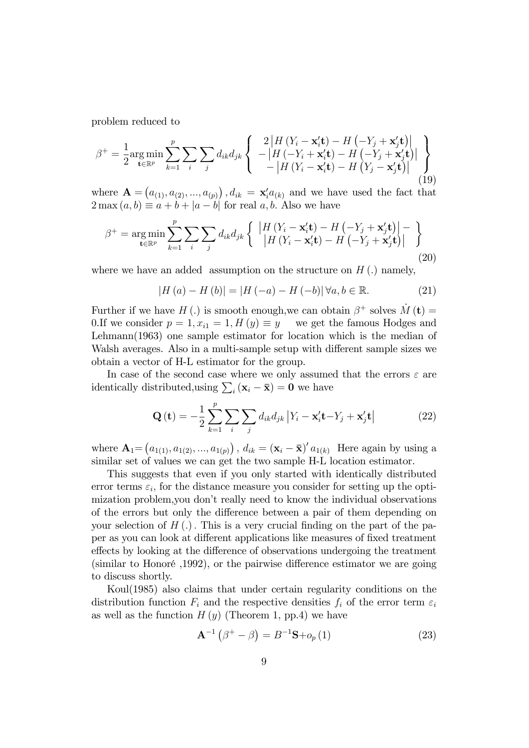problem reduced to

$$\beta^{+}=\frac{1}{2}\underset{\mathbf{t}\in\mathbb{R}^{p}}{\arg\min}\sum_{k=1}^{p}\sum_{i}\sum_{j}d_{ik}d_{jk}\left\{\begin{array}{c}2\left|H\left(Y_{i}-\mathbf{x}_{i}^{\prime}\mathbf{t}\right)-H\left(-Y_{j}+\mathbf{x}_{j}^{\prime}\mathbf{t}\right)\right|\\-\left|H\left(-Y_{i}+\mathbf{x}_{i}^{\prime}\mathbf{t}\right)-H\left(-Y_{j}+\mathbf{x}_{j}^{\prime}\mathbf{t}\right)\right|\\-\left|H\left(Y_{i}-\mathbf{x}_{i}^{\prime}\mathbf{t}\right)-H\left(Y_{j}-\mathbf{x}_{j}^{\prime}\mathbf{t}\right)\right|\end{array}\right\} \tag{19}$$

where $\mathbf{A}=\left(a_{(1)},a_{(2)},...,a_{(p)}\right), d_{ik}=\mathbf{x}_{i}^{\prime}a_{(k)}$ and we have used the fact that $2\max\left(a,b\right)\equiv a+b+\left|a-b\right|$ for real $a,b$. Also we have

$$\beta^{+}=\underset{\mathbf{t}\in\mathbb{R}^{p}}{\arg\min}\sum_{k=1}^{p}\sum_{i}\sum_{j}d_{ik}d_{jk}\left\{\begin{array}{c}\left|H\left(Y_{i}-\mathbf{x}_{i}^{\prime}\mathbf{t}\right)-H\left(-Y_{j}+\mathbf{x}_{j}^{\prime}\mathbf{t}\right)\right|-\\\left|H\left(Y_{i}-\mathbf{x}_{i}^{\prime}\mathbf{t}\right)-H\left(-Y_{j}+\mathbf{x}_{j}^{\prime}\mathbf{t}\right)\right|\end{array}\right\} \tag{20}$$

where we have an added assumption on the structure on $H\left(.\right)$ namely,

$$\left|H\left(a\right)-H\left(b\right)\right|=\left|H\left(-a\right)-H\left(-b\right)\right|\forall a,b\in\mathbb{R}. \tag{21}$$

Further if we have $H\left(.\right)$ is smooth enough,we can obtain $\beta^{+}$ solves $\dot{M}\left(\mathbf{t}\right)=0$.If we consider $p=1,x_{i1}=1,H\left(y\right)\equiv y$ we get the famous Hodges and Lehmann(1963) one sample estimator for location which is the median of Walsh averages. Also in a multi-sample setup with different sample sizes we obtain a vector of H-L estimator for the group.

In case of the second case where we only assumed that the errors $\varepsilon$ are identically distributed,using $\sum_{i}\left(\mathbf{x}_{i}-\bar{\mathbf{x}}\right)=\mathbf{0}$ we have

$$\mathbf{Q}\left(\mathbf{t}\right)=-\frac{1}{2}\sum_{k=1}^{p}\sum_{i}\sum_{j}d_{ik}d_{jk}\left|Y_{i}-\mathbf{x}_{i}^{\prime}\mathbf{t}-Y_{j}+\mathbf{x}_{j}^{\prime}\mathbf{t}\right| \tag{22}$$

where $\mathbf{A}_{1}=\left(a_{1(1)},a_{1(2)},...,a_{1(p)}\right), d_{ik}=\left(\mathbf{x}_{i}-\bar{\mathbf{x}}\right)^{\prime}a_{1(k)}$ Here again by using a similar set of values we can get the two sample H-L location estimator.

This suggests that even if you only started with identically distributed error terms $\varepsilon_{i}$, for the distance measure you consider for setting up the optimization problem,you don't really need to know the individual observations of the errors but only the difference between a pair of them depending on your selection of $H\left(.\right)$. This is a very crucial finding on the part of the paper as you can look at different applications like measures of fixed treatment effects by looking at the difference of observations undergoing the treatment (similar to Honoré ,1992), or the pairwise difference estimator we are going to discuss shortly.

Koul(1985) also claims that under certain regularity conditions on the distribution function $F_{i}$ and the respective densities $f_{i}$ of the error term $\varepsilon_{i}$ as well as the function $H\left(y\right)$ (Theorem 1, pp.4) we have

$$\mathbf{A}^{-1}\left(\beta^{+}-\beta\right)=B^{-1}\mathbf{S}+o_{p}\left(1\right) \tag{23}$$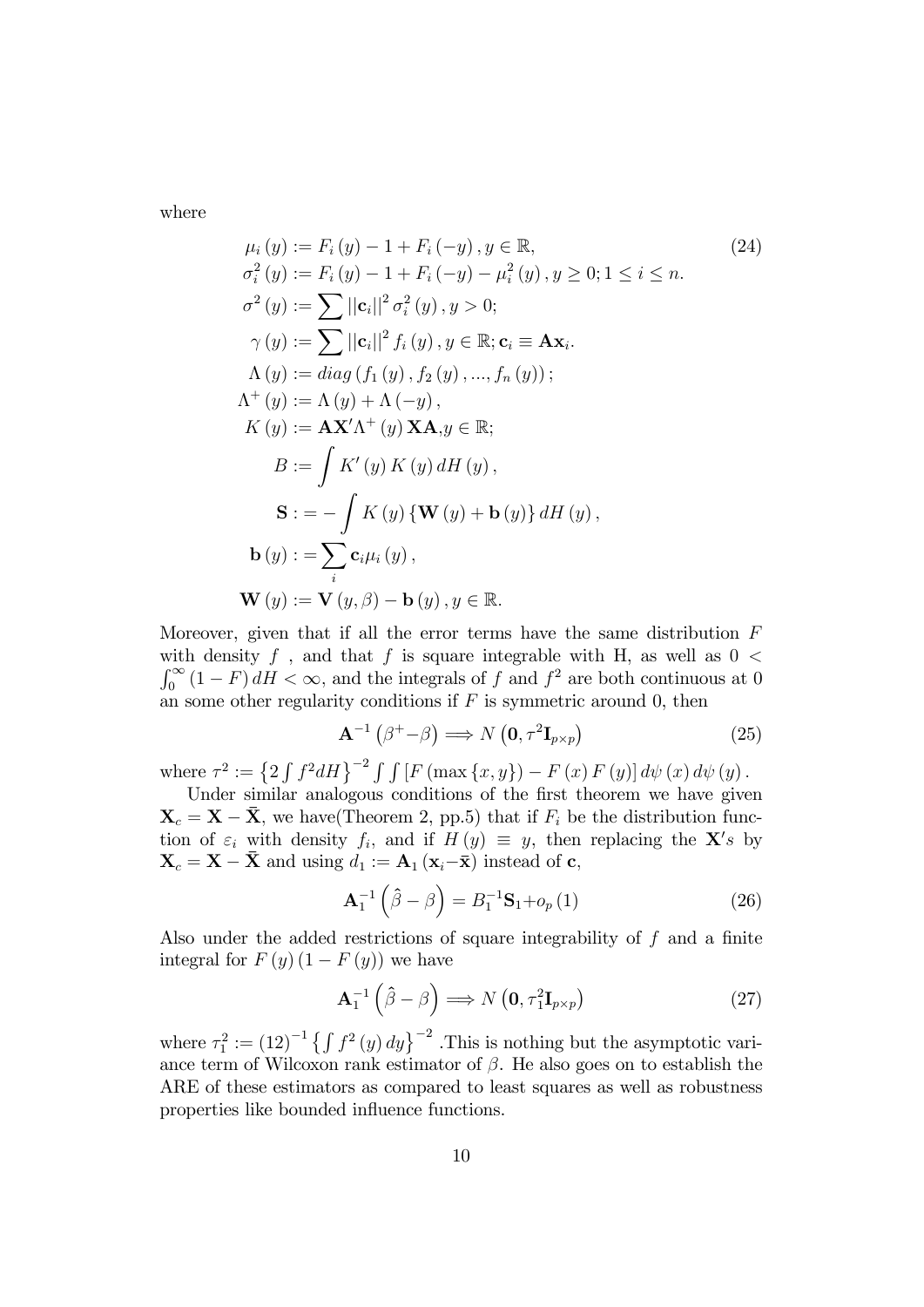where

$$
\begin{aligned}
\mu_i(y) &:= F_i(y) - 1 + F_i(-y), y \in \mathbb{R}, \qquad (24)\\
\sigma_i^2(y) &:= F_i(y) - 1 + F_i(-y) - \mu_i^2(y), y \geq 0; 1 \leq i \leq n.\\
\sigma^2(y) &:= \sum ||\mathbf{c}_i||^2 \sigma_i^2(y), y > 0;\\
\gamma(y) &:= \sum ||\mathbf{c}_i||^2 f_i(y), y \in \mathbb{R}; \mathbf{c}_i \equiv \mathbf{A}\mathbf{x}_i.\\
\Lambda(y) &:= diag\left(f_1(y), f_2(y), ..., f_n(y)\right);\\
\Lambda^+(y) &:= \Lambda(y) + \Lambda(-y),\\
K(y) &:= \mathbf{A}\mathbf{X}'\Lambda^+(y)\mathbf{X}\mathbf{A}, y \in \mathbb{R};\\
B &:= \int K'(y) K(y)\, dH(y),\\
\mathbf{S} &:= -\int K(y)\left\{\mathbf{W}(y) + \mathbf{b}(y)\right\} dH(y),\\
\mathbf{b}(y) &:= \sum_i \mathbf{c}_i \mu_i(y),\\
\mathbf{W}(y) &:= \mathbf{V}(y, \beta) - \mathbf{b}(y), y \in \mathbb{R}.
\end{aligned}
$$

Moreover, given that if all the error terms have the same distribution $F$ with density $f$ , and that $f$ is square integrable with H, as well as $0 < \int_0^\infty (1 - F)\, dH < \infty$, and the integrals of $f$ and $f^2$ are both continuous at 0 an some other regularity conditions if $F$ is symmetric around 0, then

$$
\mathbf{A}^{-1}\left(\beta^+ - \beta\right) \Longrightarrow N\left(\mathbf{0}, \tau^2 \mathbf{I}_{p\times p}\right) \qquad (25)
$$

where $\tau^2 := \left\{2\int f^2 dH\right\}^{-2} \int\int \left[F\left(\max\{x, y\}\right) - F(x) F(y)\right] d\psi(x)\, d\psi(y)$.

Under similar analogous conditions of the first theorem we have given $\mathbf{X}_c = \mathbf{X} - \bar{\mathbf{X}}$, we have(Theorem 2, pp.5) that if $F_i$ be the distribution function of $\varepsilon_i$ with density $f_i$, and if $H(y) \equiv y$, then replacing the $\mathbf{X}'s$ by $\mathbf{X}_c = \mathbf{X} - \bar{\mathbf{X}}$ and using $d_1 := \mathbf{A}_1(\mathbf{x}_i - \bar{\mathbf{x}})$ instead of $\mathbf{c}$,

$$
\mathbf{A}_1^{-1}\left(\hat{\beta} - \beta\right) = B_1^{-1}\mathbf{S}_1 + o_p(1) \qquad (26)
$$

Also under the added restrictions of square integrability of $f$ and a finite integral for $F(y)(1 - F(y))$ we have

$$
\mathbf{A}_1^{-1}\left(\hat{\beta} - \beta\right) \Longrightarrow N\left(\mathbf{0}, \tau_1^2 \mathbf{I}_{p\times p}\right) \qquad (27)
$$

where $\tau_1^2 := (12)^{-1}\left\{\int f^2(y)\, dy\right\}^{-2}$ .This is nothing but the asymptotic variance term of Wilcoxon rank estimator of $\beta$. He also goes on to establish the ARE of these estimators as compared to least squares as well as robustness properties like bounded influence functions.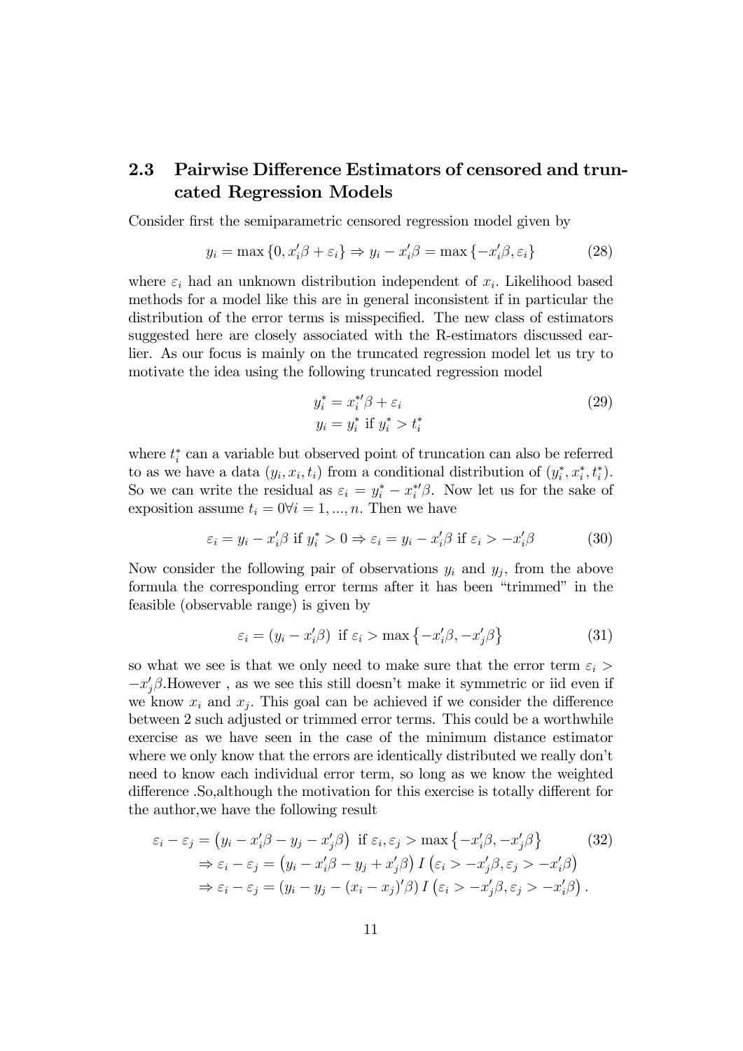## 2.3 Pairwise Difference Estimators of censored and truncated Regression Models

Consider first the semiparametric censored regression model given by

$$y_i = \max\{0, x_i'\beta + \varepsilon_i\} \Rightarrow y_i - x_i'\beta = \max\{-x_i'\beta, \varepsilon_i\} \tag{28}$$

where $\varepsilon_i$ had an unknown distribution independent of $x_i$. Likelihood based methods for a model like this are in general inconsistent if in particular the distribution of the error terms is misspecified. The new class of estimators suggested here are closely associated with the R-estimators discussed earlier. As our focus is mainly on the truncated regression model let us try to motivate the idea using the following truncated regression model

$$\begin{aligned} y_i^* &= x_i^{*\prime}\beta + \varepsilon_i \\ y_i &= y_i^* \text{ if } y_i^* > t_i^* \end{aligned} \tag{29}$$

where $t_i^*$ can a variable but observed point of truncation can also be referred to as we have a data $(y_i, x_i, t_i)$ from a conditional distribution of $(y_i^*, x_i^*, t_i^*)$. So we can write the residual as $\varepsilon_i = y_i^* - x_i^{*\prime}\beta$. Now let us for the sake of exposition assume $t_i = 0 \forall i = 1, ..., n$. Then we have

$$\varepsilon_i = y_i - x_i'\beta \text{ if } y_i^* > 0 \Rightarrow \varepsilon_i = y_i - x_i'\beta \text{ if } \varepsilon_i > -x_i'\beta \tag{30}$$

Now consider the following pair of observations $y_i$ and $y_j$, from the above formula the corresponding error terms after it has been "trimmed" in the feasible (observable range) is given by

$$\varepsilon_i = (y_i - x_i'\beta) \text{ if } \varepsilon_i > \max\{-x_i'\beta, -x_j'\beta\} \tag{31}$$

so what we see is that we only need to make sure that the error term $\varepsilon_i > -x_j'\beta$.However , as we see this still doesn't make it symmetric or iid even if we know $x_i$ and $x_j$. This goal can be achieved if we consider the difference between 2 such adjusted or trimmed error terms. This could be a worthwhile exercise as we have seen in the case of the minimum distance estimator where we only know that the errors are identically distributed we really don't need to know each individual error term, so long as we know the weighted difference .So,although the motivation for this exercise is totally different for the author,we have the following result

$$\begin{aligned} \varepsilon_i - \varepsilon_j &= \left(y_i - x_i'\beta - y_j - x_j'\beta\right) \text{ if } \varepsilon_i, \varepsilon_j > \max\{-x_i'\beta, -x_j'\beta\} \\ &\Rightarrow \varepsilon_i - \varepsilon_j = \left(y_i - x_i'\beta - y_j + x_j'\beta\right) I\left(\varepsilon_i > -x_j'\beta, \varepsilon_j > -x_i'\beta\right) \\ &\Rightarrow \varepsilon_i - \varepsilon_j = \left(y_i - y_j - (x_i - x_j)'\beta\right) I\left(\varepsilon_i > -x_j'\beta, \varepsilon_j > -x_i'\beta\right). \end{aligned} \tag{32}$$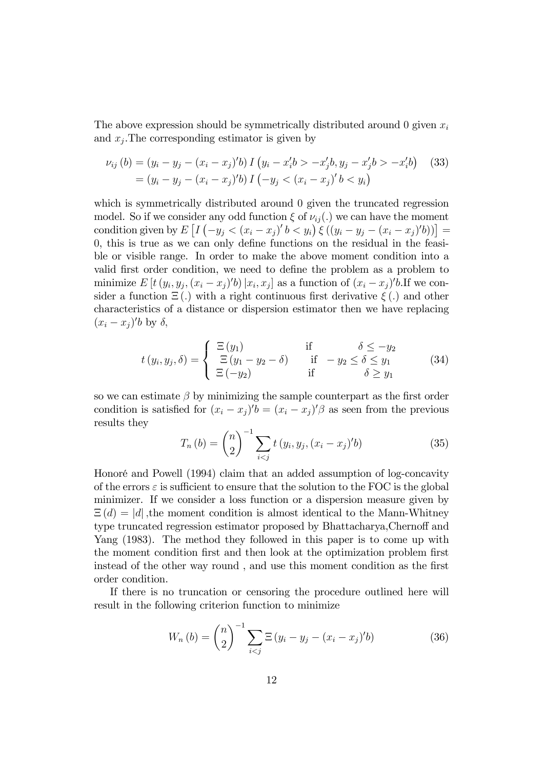The above expression should be symmetrically distributed around 0 given $x_i$ and $x_j$.The corresponding estimator is given by

$$
\begin{aligned}
\nu_{ij}(b) &= (y_i - y_j - (x_i - x_j)'b)\, I\left(y_i - x_i'b > -x_j'b, y_j - x_j'b > -x_i'b\right) \\
&= (y_i - y_j - (x_i - x_j)'b)\, I\left(-y_j < (x_i - x_j)'b < y_i\right)
\end{aligned} \tag{33}
$$

which is symmetrically distributed around 0 given the truncated regression model. So if we consider any odd function $\xi$ of $\nu_{ij}(.)$ we can have the moment condition given by $E\left[I\left(-y_j < (x_i - x_j)'b < y_i\right)\xi\left((y_i - y_j - (x_i - x_j)'b)\right)\right] = 0$, this is true as we can only define functions on the residual in the feasible or visible range. In order to make the above moment condition into a valid first order condition, we need to define the problem as a problem to minimize $E\left[t\left(y_i, y_j, (x_i - x_j)'b\right)|x_i, x_j\right]$ as a function of $(x_i - x_j)'b$.If we consider a function $\Xi(.)$ with a right continuous first derivative $\xi(.)$ and other characteristics of a distance or dispersion estimator then we have replacing $(x_i - x_j)'b$ by $\delta$,

$$
t(y_i, y_j, \delta) = \begin{cases} \Xi(y_1) & \text{if} \quad \delta \leq -y_2 \\ \Xi(y_1 - y_2 - \delta) & \text{if} \quad -y_2 \leq \delta \leq y_1 \\ \Xi(-y_2) & \text{if} \quad \delta \geq y_1 \end{cases} \tag{34}
$$

so we can estimate $\beta$ by minimizing the sample counterpart as the first order condition is satisfied for $(x_i - x_j)'b = (x_i - x_j)'\beta$ as seen from the previous results they

$$
T_n(b) = \binom{n}{2}^{-1} \sum_{i<j} t\left(y_i, y_j, (x_i - x_j)'b\right) \tag{35}
$$

Honoré and Powell (1994) claim that an added assumption of log-concavity of the errors $\varepsilon$ is sufficient to ensure that the solution to the FOC is the global minimizer. If we consider a loss function or a dispersion measure given by $\Xi(d) = |d|$ ,the moment condition is almost identical to the Mann-Whitney type truncated regression estimator proposed by Bhattacharya,Chernoff and Yang (1983). The method they followed in this paper is to come up with the moment condition first and then look at the optimization problem first instead of the other way round , and use this moment condition as the first order condition.

If there is no truncation or censoring the procedure outlined here will result in the following criterion function to minimize

$$
W_n(b) = \binom{n}{2}^{-1} \sum_{i<j} \Xi\left(y_i - y_j - (x_i - x_j)'b\right) \tag{36}
$$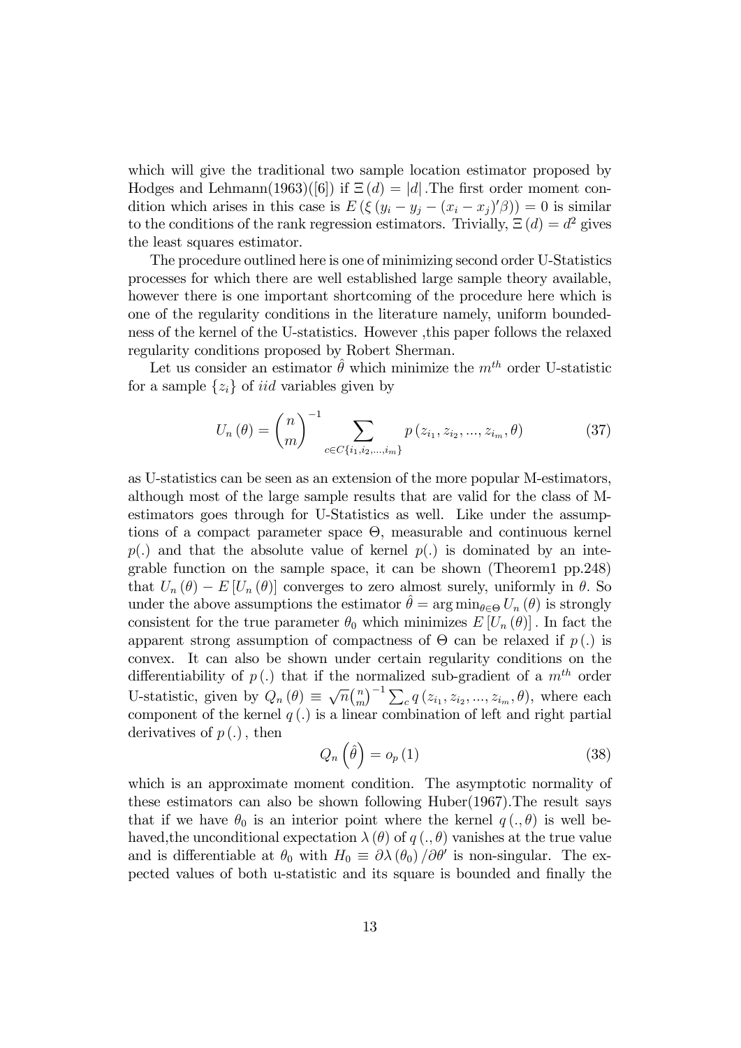which will give the traditional two sample location estimator proposed by Hodges and Lehmann(1963)([6]) if $\Xi(d) = |d|$ .The first order moment condition which arises in this case is $E(\xi(y_i - y_j - (x_i - x_j)'\beta)) = 0$ is similar to the conditions of the rank regression estimators. Trivially, $\Xi(d) = d^2$ gives the least squares estimator.

The procedure outlined here is one of minimizing second order U-Statistics processes for which there are well established large sample theory available, however there is one important shortcoming of the procedure here which is one of the regularity conditions in the literature namely, uniform boundedness of the kernel of the U-statistics. However ,this paper follows the relaxed regularity conditions proposed by Robert Sherman.

Let us consider an estimator $\hat{\theta}$ which minimize the $m^{th}$ order U-statistic for a sample $\{z_i\}$ of *iid* variables given by

$$U_n(\theta) = \binom{n}{m}^{-1} \sum_{c \in C\{i_1, i_2, \ldots, i_m\}} p(z_{i_1}, z_{i_2}, \ldots, z_{i_m}, \theta) \tag{37}$$

as U-statistics can be seen as an extension of the more popular M-estimators, although most of the large sample results that are valid for the class of M-estimators goes through for U-Statistics as well. Like under the assumptions of a compact parameter space $\Theta$, measurable and continuous kernel $p(.)$ and that the absolute value of kernel $p(.)$ is dominated by an integrable function on the sample space, it can be shown (Theorem1 pp.248) that $U_n(\theta) - E[U_n(\theta)]$ converges to zero almost surely, uniformly in $\theta$. So under the above assumptions the estimator $\hat{\theta} = \arg\min_{\theta \in \Theta} U_n(\theta)$ is strongly consistent for the true parameter $\theta_0$ which minimizes $E[U_n(\theta)]$. In fact the apparent strong assumption of compactness of $\Theta$ can be relaxed if $p(.)$ is convex. It can also be shown under certain regularity conditions on the differentiability of $p(.)$ that if the normalized sub-gradient of a $m^{th}$ order U-statistic, given by $Q_n(\theta) \equiv \sqrt{n}\binom{n}{m}^{-1} \sum_c q(z_{i_1}, z_{i_2}, \ldots, z_{i_m}, \theta)$, where each component of the kernel $q(.)$ is a linear combination of left and right partial derivatives of $p(.)$, then

$$Q_n(\hat{\theta}) = o_p(1) \tag{38}$$

which is an approximate moment condition. The asymptotic normality of these estimators can also be shown following Huber(1967).The result says that if we have $\theta_0$ is an interior point where the kernel $q(., \theta)$ is well behaved,the unconditional expectation $\lambda(\theta)$ of $q(., \theta)$ vanishes at the true value and is differentiable at $\theta_0$ with $H_0 \equiv \partial\lambda(\theta_0)/\partial\theta'$ is non-singular. The expected values of both u-statistic and its square is bounded and finally the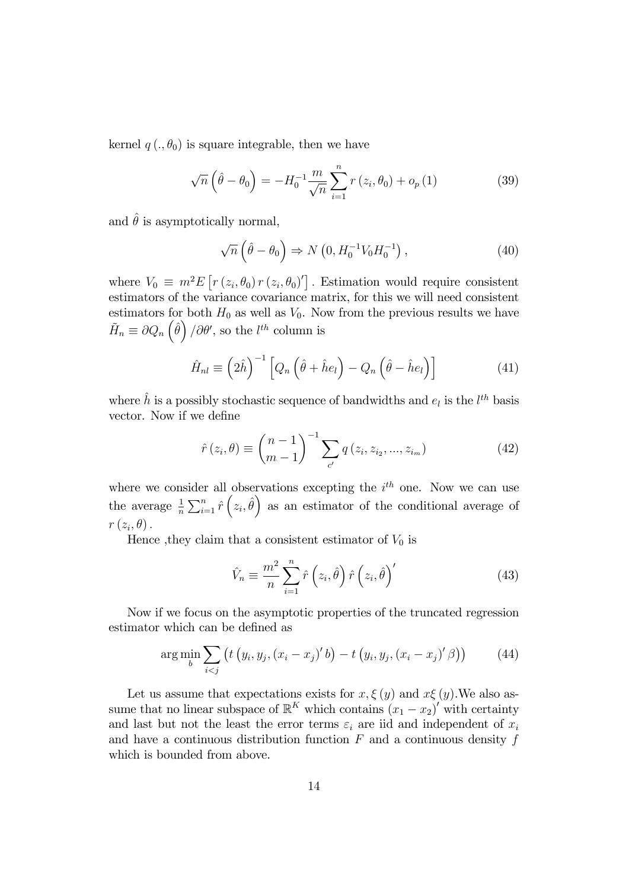kernel $q(., \theta_0)$ is square integrable, then we have

$$\sqrt{n}\left(\hat{\theta} - \theta_0\right) = -H_0^{-1} \frac{m}{\sqrt{n}} \sum_{i=1}^{n} r(z_i, \theta_0) + o_p(1) \tag{39}$$

and $\hat{\theta}$ is asymptotically normal,

$$\sqrt{n}\left(\hat{\theta} - \theta_0\right) \Rightarrow N\left(0, H_0^{-1} V_0 H_0^{-1}\right), \tag{40}$$

where $V_0 \equiv m^2 E\left[r(z_i, \theta_0) r(z_i, \theta_0)'\right]$. Estimation would require consistent estimators of the variance covariance matrix, for this we will need consistent estimators for both $H_0$ as well as $V_0$. Now from the previous results we have $\tilde{H}_n \equiv \partial Q_n\left(\hat{\theta}\right)/\partial\theta'$, so the $l^{th}$ column is

$$\hat{H}_{nl} \equiv \left(2\hat{h}\right)^{-1}\left[Q_n\left(\hat{\theta} + \hat{h}e_l\right) - Q_n\left(\hat{\theta} - \hat{h}e_l\right)\right] \tag{41}$$

where $\hat{h}$ is a possibly stochastic sequence of bandwidths and $e_l$ is the $l^{th}$ basis vector. Now if we define

$$\hat{r}(z_i, \theta) \equiv \binom{n-1}{m-1}^{-1} \sum_{c'} q(z_i, z_{i_2}, ..., z_{i_m}) \tag{42}$$

where we consider all observations excepting the $i^{th}$ one. Now we can use the average $\frac{1}{n}\sum_{i=1}^{n} \hat{r}\left(z_i, \hat{\theta}\right)$ as an estimator of the conditional average of $r(z_i, \theta)$.

Hence ,they claim that a consistent estimator of $V_0$ is

$$\hat{V}_n \equiv \frac{m^2}{n} \sum_{i=1}^{n} \hat{r}\left(z_i, \hat{\theta}\right) \hat{r}\left(z_i, \hat{\theta}\right)' \tag{43}$$

Now if we focus on the asymptotic properties of the truncated regression estimator which can be defined as

$$\arg\min_b \sum_{i<j} \left(t\left(y_i, y_j, (x_i - x_j)' b\right) - t\left(y_i, y_j, (x_i - x_j)' \beta\right)\right) \tag{44}$$

Let us assume that expectations exists for $x, \xi(y)$ and $x\xi(y)$.We also assume that no linear subspace of $\mathbb{R}^K$ which contains $(x_1 - x_2)'$ with certainty and last but not the least the error terms $\varepsilon_i$ are iid and independent of $x_i$ and have a continuous distribution function $F$ and a continuous density $f$ which is bounded from above.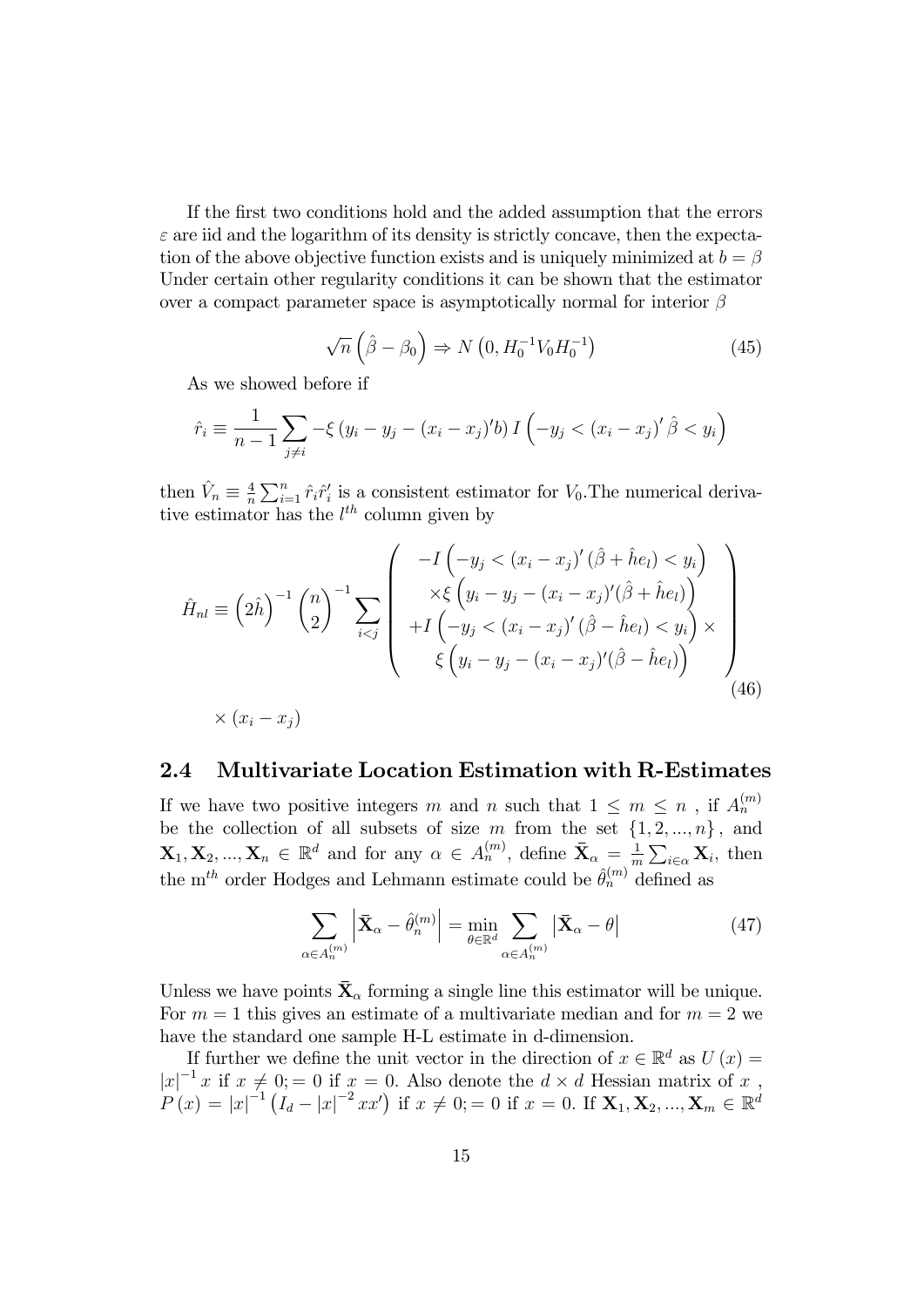If the first two conditions hold and the added assumption that the errors $\varepsilon$ are iid and the logarithm of its density is strictly concave, then the expectation of the above objective function exists and is uniquely minimized at $b = \beta$ Under certain other regularity conditions it can be shown that the estimator over a compact parameter space is asymptotically normal for interior $\beta$

$$\sqrt{n}\left(\hat{\beta} - \beta_0\right) \Rightarrow N\left(0, H_0^{-1} V_0 H_0^{-1}\right) \tag{45}$$

As we showed before if

$$\hat{r}_i \equiv \frac{1}{n-1} \sum_{j \neq i} -\xi\left(y_i - y_j - (x_i - x_j)' b\right) I\left(-y_j < (x_i - x_j)' \hat{\beta} < y_i\right)$$

then $\hat{V}_n \equiv \frac{4}{n} \sum_{i=1}^{n} \hat{r}_i \hat{r}_i'$ is a consistent estimator for $V_0$.The numerical derivative estimator has the $l^{th}$ column given by

$$\hat{H}_{nl} \equiv \left(2\hat{h}\right)^{-1} \binom{n}{2}^{-1} \sum_{i<j} \left( \begin{array}{c} -I\left(-y_j < (x_i - x_j)' (\hat{\beta} + \hat{h} e_l) < y_i\right) \\ \times \xi\left(y_i - y_j - (x_i - x_j)'(\hat{\beta} + \hat{h} e_l)\right) \\ +I\left(-y_j < (x_i - x_j)' (\hat{\beta} - \hat{h} e_l) < y_i\right) \times \\ \xi\left(y_i - y_j - (x_i - x_j)'(\hat{\beta} - \hat{h} e_l)\right) \end{array} \right) \tag{46}$$

$$\times (x_i - x_j)$$

## 2.4 Multivariate Location Estimation with R-Estimates

If we have two positive integers $m$ and $n$ such that $1 \leq m \leq n$ , if $A_n^{(m)}$ be the collection of all subsets of size $m$ from the set $\{1, 2, ..., n\}$, and $\mathbf{X}_1, \mathbf{X}_2, ..., \mathbf{X}_n \in \mathbb{R}^d$ and for any $\alpha \in A_n^{(m)}$, define $\bar{\mathbf{X}}_\alpha = \frac{1}{m} \sum_{i \in \alpha} \mathbf{X}_i$, then the m$^{th}$ order Hodges and Lehmann estimate could be $\hat{\theta}_n^{(m)}$ defined as

$$\sum_{\alpha \in A_n^{(m)}} \left| \bar{\mathbf{X}}_\alpha - \hat{\theta}_n^{(m)} \right| = \min_{\theta \in \mathbb{R}^d} \sum_{\alpha \in A_n^{(m)}} \left| \bar{\mathbf{X}}_\alpha - \theta \right| \tag{47}$$

Unless we have points $\bar{\mathbf{X}}_\alpha$ forming a single line this estimator will be unique. For $m = 1$ this gives an estimate of a multivariate median and for $m = 2$ we have the standard one sample H-L estimate in d-dimension.

If further we define the unit vector in the direction of $x \in \mathbb{R}^d$ as $U(x) = |x|^{-1} x$ if $x \neq 0; = 0$ if $x = 0$. Also denote the $d \times d$ Hessian matrix of $x$ , $P(x) = |x|^{-1}\left(I_d - |x|^{-2} x x'\right)$ if $x \neq 0; = 0$ if $x = 0$. If $\mathbf{X}_1, \mathbf{X}_2, ..., \mathbf{X}_m \in \mathbb{R}^d$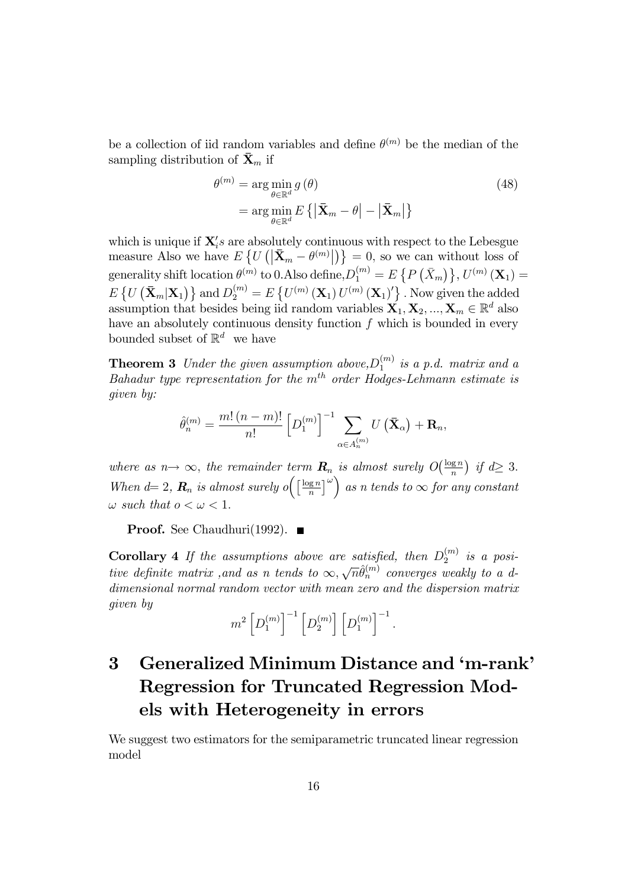be a collection of iid random variables and define $\theta^{(m)}$ be the median of the sampling distribution of $\bar{\mathbf{X}}_m$ if

$$\begin{aligned}\theta^{(m)} &= \arg\min_{\theta\in\mathbb{R}^d} g(\theta) \\ &= \arg\min_{\theta\in\mathbb{R}^d} E\left\{\left|\bar{\mathbf{X}}_m - \theta\right| - \left|\bar{\mathbf{X}}_m\right|\right\}\end{aligned} \tag{48}$$

which is unique if $\mathbf{X}_i's$ are absolutely continuous with respect to the Lebesgue measure Also we have $E\left\{U\left(\left|\bar{\mathbf{X}}_m - \theta^{(m)}\right|\right)\right\} = 0$, so we can without loss of generality shift location $\theta^{(m)}$ to 0.Also define,$D_1^{(m)} = E\left\{P\left(\bar{X}_m\right)\right\}$, $U^{(m)}(\mathbf{X}_1) = E\left\{U\left(\bar{\mathbf{X}}_m|\mathbf{X}_1\right)\right\}$ and $D_2^{(m)} = E\left\{U^{(m)}(\mathbf{X}_1)\, U^{(m)}(\mathbf{X}_1)'\right\}$ . Now given the added assumption that besides being iid random variables $\mathbf{X}_1, \mathbf{X}_2, ..., \mathbf{X}_m \in \mathbb{R}^d$ also have an absolutely continuous density function $f$ which is bounded in every bounded subset of $\mathbb{R}^d$ we have

**Theorem 3** *Under the given assumption above,$D_1^{(m)}$ is a p.d. matrix and a Bahadur type representation for the $m^{th}$ order Hodges-Lehmann estimate is given by:*

$$\hat{\theta}_n^{(m)} = \frac{m!\,(n-m)!}{n!}\left[D_1^{(m)}\right]^{-1}\sum_{\alpha\in A_n^{(m)}} U\left(\bar{\mathbf{X}}_\alpha\right) + \mathbf{R}_n,$$

*where as $n\rightarrow\infty$, the remainder term $\boldsymbol{R}_n$ is almost surely $O\left(\frac{\log n}{n}\right)$ if $d\geq 3$. When $d=2$, $\boldsymbol{R}_n$ is almost surely $o\left(\left[\frac{\log n}{n}\right]^{\omega}\right)$ as n tends to $\infty$ for any constant $\omega$ such that $o<\omega<1$.*

**Proof.** See Chaudhuri(1992). ∎

**Corollary 4** *If the assumptions above are satisfied, then $D_2^{(m)}$ is a positive definite matrix ,and as n tends to $\infty$, $\sqrt{n}\hat{\theta}_n^{(m)}$ converges weakly to a d-dimensional normal random vector with mean zero and the dispersion matrix given by*

$$m^2\left[D_1^{(m)}\right]^{-1}\left[D_2^{(m)}\right]\left[D_1^{(m)}\right]^{-1}.$$

# 3 Generalized Minimum Distance and 'm-rank' Regression for Truncated Regression Models with Heterogeneity in errors

We suggest two estimators for the semiparametric truncated linear regression model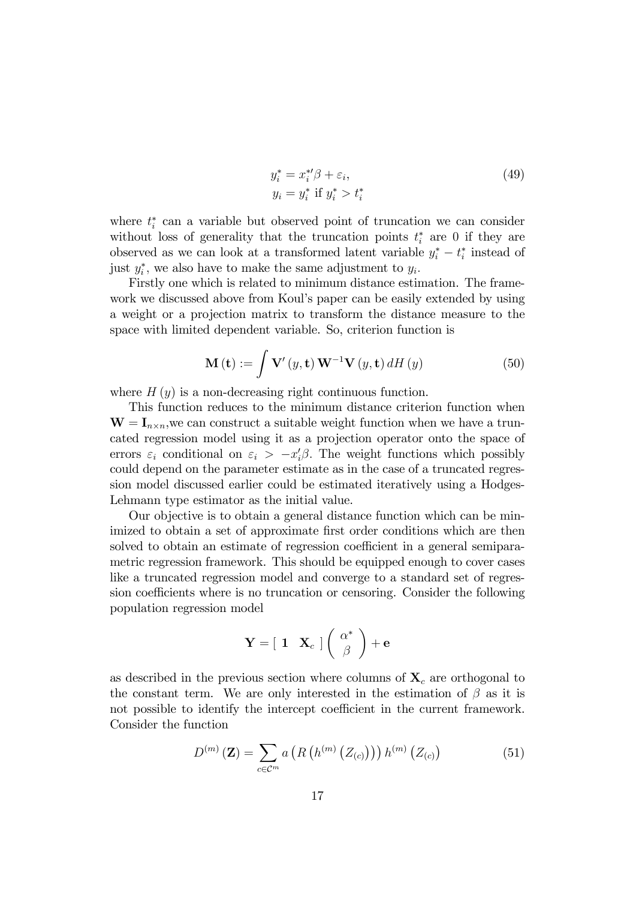$$
\begin{aligned}
y_i^* &= x_i^{*\prime}\beta + \varepsilon_i, \\
y_i &= y_i^* \text{ if } y_i^* > t_i^*
\end{aligned}
\tag{49}
$$

where $t_i^*$ can a variable but observed point of truncation we can consider without loss of generality that the truncation points $t_i^*$ are 0 if they are observed as we can look at a transformed latent variable $y_i^* - t_i^*$ instead of just $y_i^*$, we also have to make the same adjustment to $y_i$.

Firstly one which is related to minimum distance estimation. The framework we discussed above from Koul's paper can be easily extended by using a weight or a projection matrix to transform the distance measure to the space with limited dependent variable. So, criterion function is

$$
\mathbf{M}(\mathbf{t}) := \int \mathbf{V}'(y, \mathbf{t}) \mathbf{W}^{-1} \mathbf{V}(y, \mathbf{t}) \, dH(y) \tag{50}
$$

where $H(y)$ is a non-decreasing right continuous function.

This function reduces to the minimum distance criterion function when $\mathbf{W} = \mathbf{I}_{n \times n}$,we can construct a suitable weight function when we have a truncated regression model using it as a projection operator onto the space of errors $\varepsilon_i$ conditional on $\varepsilon_i > -x_i'\beta$. The weight functions which possibly could depend on the parameter estimate as in the case of a truncated regression model discussed earlier could be estimated iteratively using a Hodges-Lehmann type estimator as the initial value.

Our objective is to obtain a general distance function which can be minimized to obtain a set of approximate first order conditions which are then solved to obtain an estimate of regression coefficient in a general semiparametric regression framework. This should be equipped enough to cover cases like a truncated regression model and converge to a standard set of regression coefficients where is no truncation or censoring. Consider the following population regression model

$$
\mathbf{Y} = \begin{bmatrix} \mathbf{1} & \mathbf{X}_c \end{bmatrix} \begin{pmatrix} \alpha^* \\ \beta \end{pmatrix} + \mathbf{e}
$$

as described in the previous section where columns of $\mathbf{X}_c$ are orthogonal to the constant term. We are only interested in the estimation of $\beta$ as it is not possible to identify the intercept coefficient in the current framework. Consider the function

$$
D^{(m)}(\mathbf{Z}) = \sum_{c \in \mathcal{C}^m} a\left(R\left(h^{(m)}\left(Z_{(c)}\right)\right)\right) h^{(m)}\left(Z_{(c)}\right) \tag{51}
$$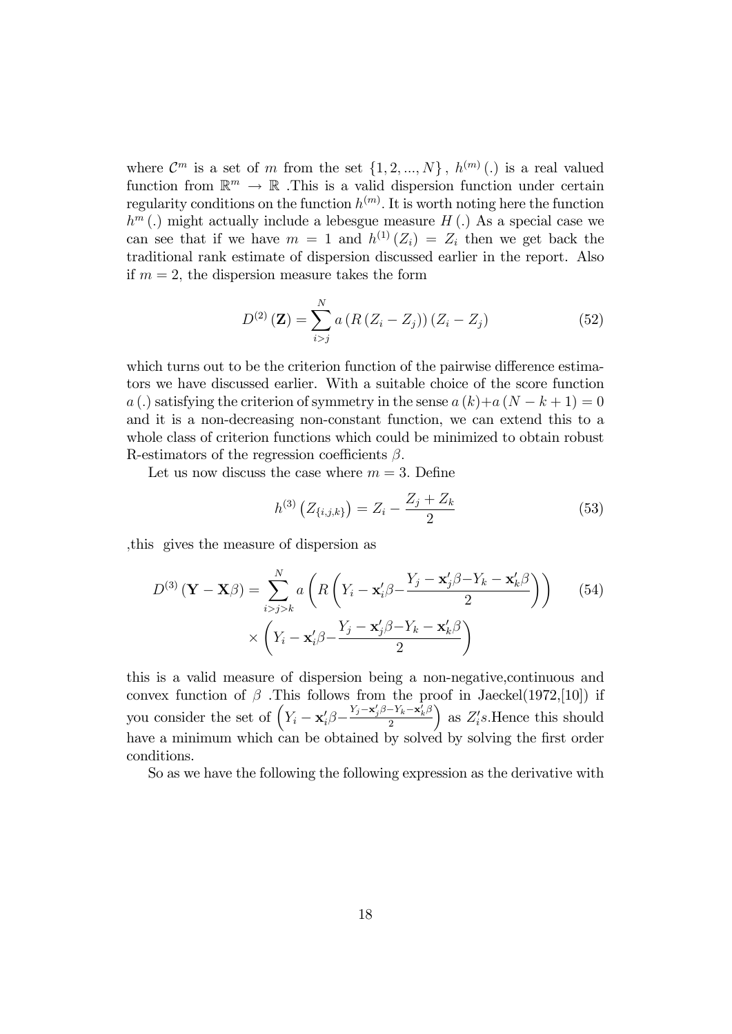where $\mathcal{C}^m$ is a set of $m$ from the set $\{1, 2, ..., N\}$, $h^{(m)}(.)$ is a real valued function from $\mathbb{R}^m \rightarrow \mathbb{R}$ .This is a valid dispersion function under certain regularity conditions on the function $h^{(m)}$. It is worth noting here the function $h^m(.)$ might actually include a lebesgue measure $H(.)$ As a special case we can see that if we have $m = 1$ and $h^{(1)}(Z_i) = Z_i$ then we get back the traditional rank estimate of dispersion discussed earlier in the report. Also if $m = 2$, the dispersion measure takes the form

$$D^{(2)}(\mathbf{Z}) = \sum_{i>j}^{N} a\left(R\left(Z_i - Z_j\right)\right)\left(Z_i - Z_j\right) \tag{52}$$

which turns out to be the criterion function of the pairwise difference estimators we have discussed earlier. With a suitable choice of the score function $a(.)$ satisfying the criterion of symmetry in the sense $a(k)+a(N-k+1) = 0$ and it is a non-decreasing non-constant function, we can extend this to a whole class of criterion functions which could be minimized to obtain robust R-estimators of the regression coefficients $\beta$.

Let us now discuss the case where $m = 3$. Define

$$h^{(3)}\left(Z_{\{i,j,k\}}\right) = Z_i - \frac{Z_j + Z_k}{2} \tag{53}$$

,this gives the measure of dispersion as

$$\begin{aligned} D^{(3)}(\mathbf{Y} - \mathbf{X}\beta) = \sum_{i>j>k}^{N} & a\left(R\left(Y_i - \mathbf{x}_i'\beta - \frac{Y_j - \mathbf{x}_j'\beta - Y_k - \mathbf{x}_k'\beta}{2}\right)\right) \\ & \times \left(Y_i - \mathbf{x}_i'\beta - \frac{Y_j - \mathbf{x}_j'\beta - Y_k - \mathbf{x}_k'\beta}{2}\right) \end{aligned} \tag{54}$$

this is a valid measure of dispersion being a non-negative,continuous and convex function of $\beta$ .This follows from the proof in Jaeckel(1972,[10]) if you consider the set of $\left(Y_i - \mathbf{x}_i'\beta - \frac{Y_j - \mathbf{x}_j'\beta - Y_k - \mathbf{x}_k'\beta}{2}\right)$ as $Z_i's$.Hence this should have a minimum which can be obtained by solved by solving the first order conditions.

So as we have the following the following expression as the derivative with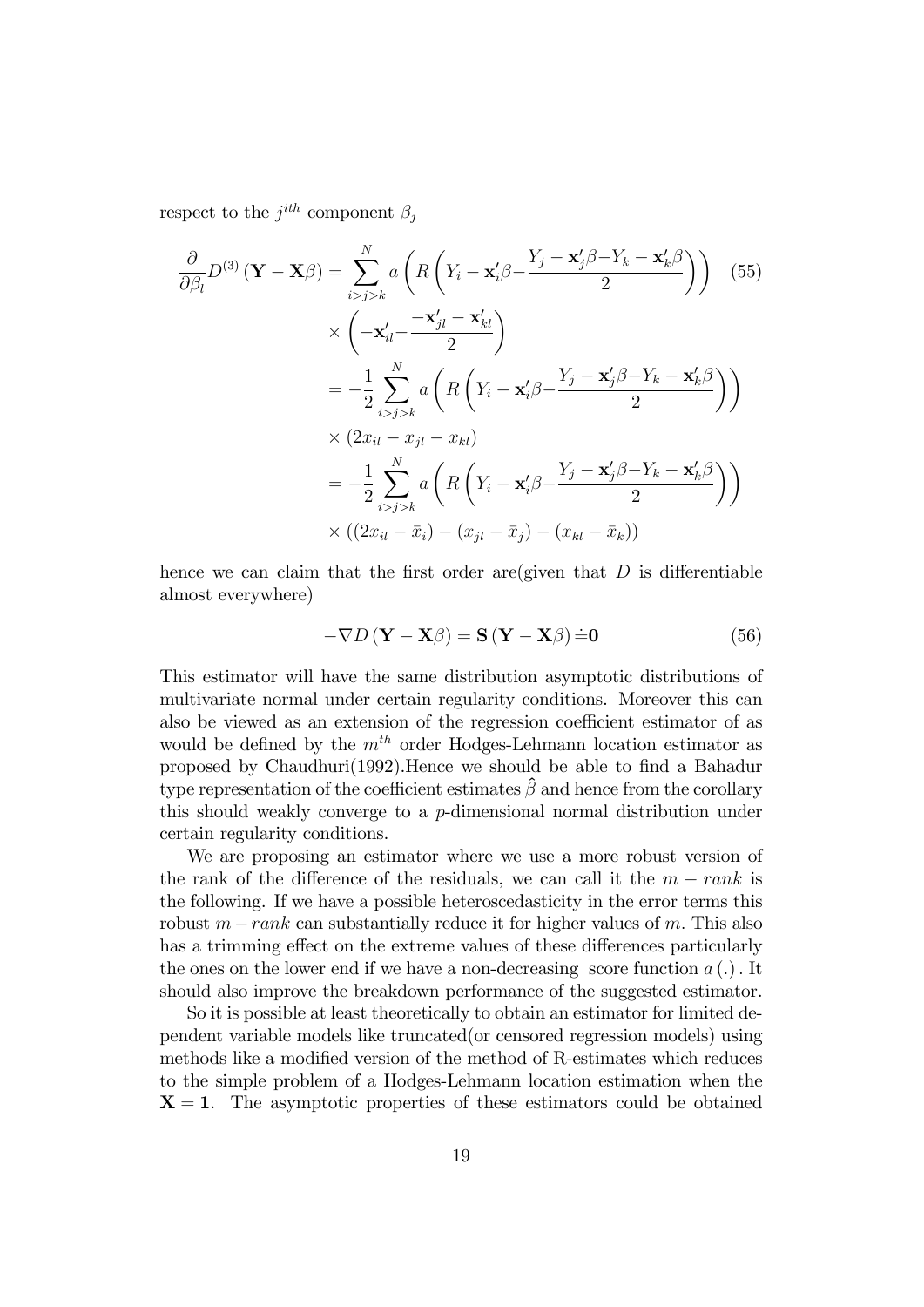respect to the $j^{ith}$ component $\beta_j$

$$
\begin{aligned}
\frac{\partial}{\partial \beta_l} D^{(3)}(\mathbf{Y}-\mathbf{X}\beta) &= \sum_{i>j>k}^{N} a\left(R\left(Y_i - \mathbf{x}_i'\beta - \frac{Y_j - \mathbf{x}_j'\beta - Y_k - \mathbf{x}_k'\beta}{2}\right)\right) \qquad (55) \\
&\times \left(-\mathbf{x}_{il}' - \frac{-\mathbf{x}_{jl}' - \mathbf{x}_{kl}'}{2}\right) \\
&= -\frac{1}{2}\sum_{i>j>k}^{N} a\left(R\left(Y_i - \mathbf{x}_i'\beta - \frac{Y_j - \mathbf{x}_j'\beta - Y_k - \mathbf{x}_k'\beta}{2}\right)\right) \\
&\times \left(2x_{il} - x_{jl} - x_{kl}\right) \\
&= -\frac{1}{2}\sum_{i>j>k}^{N} a\left(R\left(Y_i - \mathbf{x}_i'\beta - \frac{Y_j - \mathbf{x}_j'\beta - Y_k - \mathbf{x}_k'\beta}{2}\right)\right) \\
&\times \left((2x_{il} - \bar{x}_i) - (x_{jl} - \bar{x}_j) - (x_{kl} - \bar{x}_k)\right)
\end{aligned}
$$

hence we can claim that the first order are(given that $D$ is differentiable almost everywhere)

$$
-\nabla D(\mathbf{Y}-\mathbf{X}\beta) = \mathbf{S}(\mathbf{Y}-\mathbf{X}\beta) \doteq \mathbf{0} \qquad (56)
$$

This estimator will have the same distribution asymptotic distributions of multivariate normal under certain regularity conditions. Moreover this can also be viewed as an extension of the regression coefficient estimator of as would be defined by the $m^{th}$ order Hodges-Lehmann location estimator as proposed by Chaudhuri(1992).Hence we should be able to find a Bahadur type representation of the coefficient estimates $\hat{\beta}$ and hence from the corollary this should weakly converge to a $p$-dimensional normal distribution under certain regularity conditions.

We are proposing an estimator where we use a more robust version of the rank of the difference of the residuals, we can call it the $m - rank$ is the following. If we have a possible heteroscedasticity in the error terms this robust $m - rank$ can substantially reduce it for higher values of $m$. This also has a trimming effect on the extreme values of these differences particularly the ones on the lower end if we have a non-decreasing score function $a(.)$. It should also improve the breakdown performance of the suggested estimator.

So it is possible at least theoretically to obtain an estimator for limited dependent variable models like truncated(or censored regression models) using methods like a modified version of the method of R-estimates which reduces to the simple problem of a Hodges-Lehmann location estimation when the $\mathbf{X} = \mathbf{1}$. The asymptotic properties of these estimators could be obtained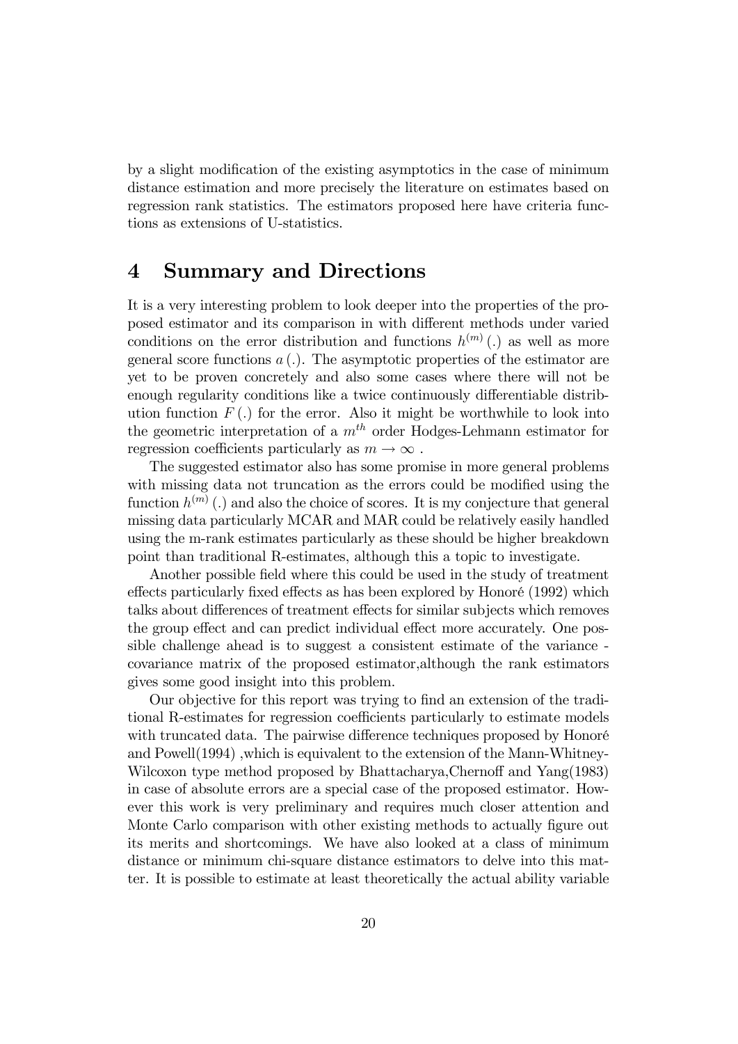by a slight modification of the existing asymptotics in the case of minimum distance estimation and more precisely the literature on estimates based on regression rank statistics. The estimators proposed here have criteria functions as extensions of U-statistics.

## 4 Summary and Directions

It is a very interesting problem to look deeper into the properties of the proposed estimator and its comparison in with different methods under varied conditions on the error distribution and functions $h^{(m)}(.)$ as well as more general score functions $a(.)$. The asymptotic properties of the estimator are yet to be proven concretely and also some cases where there will not be enough regularity conditions like a twice continuously differentiable distribution function $F(.)$ for the error. Also it might be worthwhile to look into the geometric interpretation of a $m^{th}$ order Hodges-Lehmann estimator for regression coefficients particularly as $m \to \infty$ .

The suggested estimator also has some promise in more general problems with missing data not truncation as the errors could be modified using the function $h^{(m)}(.)$ and also the choice of scores. It is my conjecture that general missing data particularly MCAR and MAR could be relatively easily handled using the m-rank estimates particularly as these should be higher breakdown point than traditional R-estimates, although this a topic to investigate.

Another possible field where this could be used in the study of treatment effects particularly fixed effects as has been explored by Honoré (1992) which talks about differences of treatment effects for similar subjects which removes the group effect and can predict individual effect more accurately. One possible challenge ahead is to suggest a consistent estimate of the variance - covariance matrix of the proposed estimator,although the rank estimators gives some good insight into this problem.

Our objective for this report was trying to find an extension of the traditional R-estimates for regression coefficients particularly to estimate models with truncated data. The pairwise difference techniques proposed by Honoré and Powell(1994) ,which is equivalent to the extension of the Mann-Whitney-Wilcoxon type method proposed by Bhattacharya,Chernoff and Yang(1983) in case of absolute errors are a special case of the proposed estimator. However this work is very preliminary and requires much closer attention and Monte Carlo comparison with other existing methods to actually figure out its merits and shortcomings. We have also looked at a class of minimum distance or minimum chi-square distance estimators to delve into this matter. It is possible to estimate at least theoretically the actual ability variable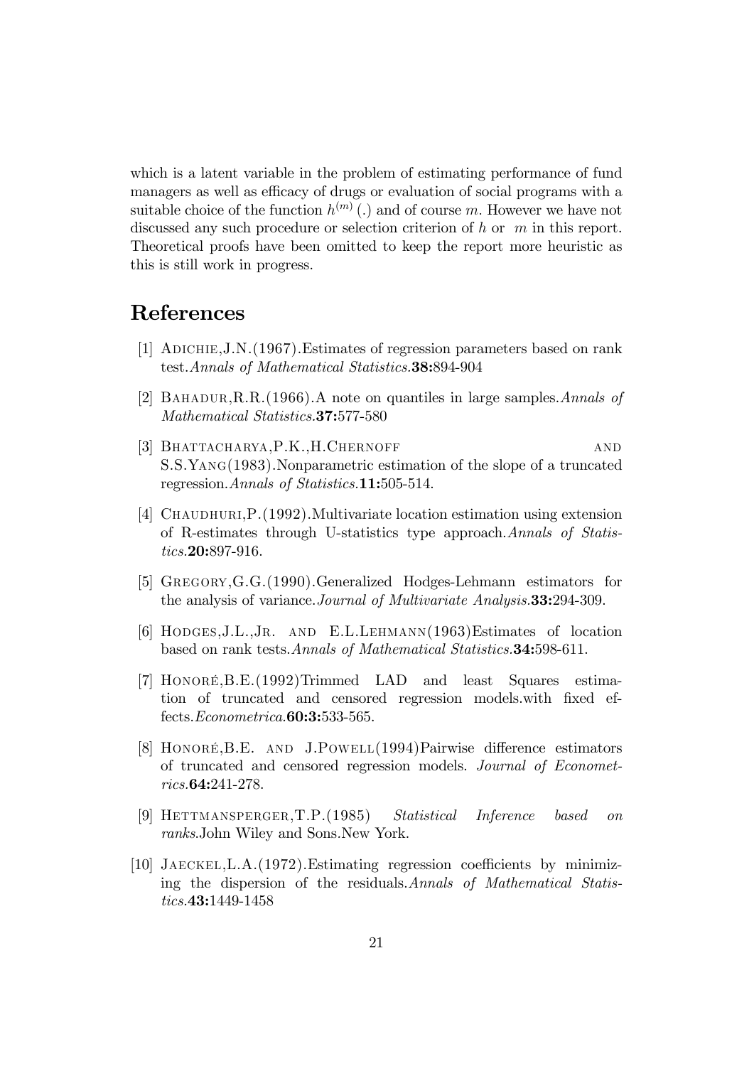which is a latent variable in the problem of estimating performance of fund managers as well as efficacy of drugs or evaluation of social programs with a suitable choice of the function $h^{(m)}(.)$ and of course $m$. However we have not discussed any such procedure or selection criterion of $h$ or $m$ in this report. Theoretical proofs have been omitted to keep the report more heuristic as this is still work in progress.

# References

[1] Adichie,J.N.(1967).Estimates of regression parameters based on rank test.*Annals of Mathematical Statistics.***38:**894-904

[2] Bahadur,R.R.(1966).A note on quantiles in large samples.*Annals of Mathematical Statistics.***37:**577-580

[3] Bhattacharya,P.K.,H.Chernoff and S.S.Yang(1983).Nonparametric estimation of the slope of a truncated regression.*Annals of Statistics.***11:**505-514.

[4] Chaudhuri,P.(1992).Multivariate location estimation using extension of R-estimates through U-statistics type approach.*Annals of Statistics.***20:**897-916.

[5] Gregory,G.G.(1990).Generalized Hodges-Lehmann estimators for the analysis of variance.*Journal of Multivariate Analysis.***33:**294-309.

[6] Hodges,J.L.,Jr. and E.L.Lehmann(1963)Estimates of location based on rank tests.*Annals of Mathematical Statistics.***34:**598-611.

[7] Honoré,B.E.(1992)Trimmed LAD and least Squares estimation of truncated and censored regression models.with fixed effects.*Econometrica.***60:3:**533-565.

[8] Honoré,B.E. and J.Powell(1994)Pairwise difference estimators of truncated and censored regression models. *Journal of Econometrics.***64:**241-278.

[9] Hettmansperger,T.P.(1985) *Statistical Inference based on ranks*.John Wiley and Sons.New York.

[10] Jaeckel,L.A.(1972).Estimating regression coefficients by minimizing the dispersion of the residuals.*Annals of Mathematical Statistics.***43:**1449-1458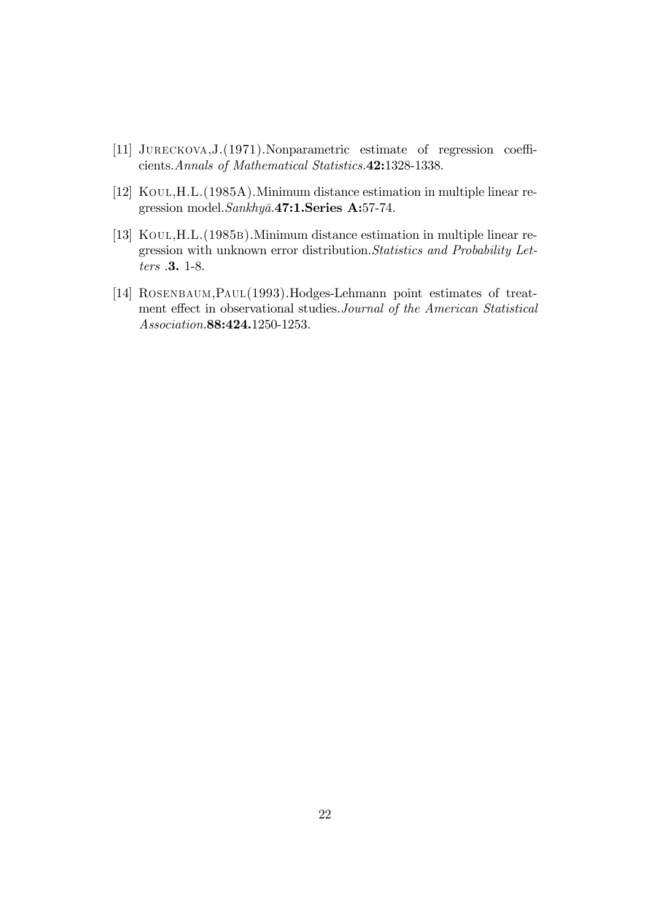[11] Jureckova,J.(1971).Nonparametric estimate of regression coefficients.*Annals of Mathematical Statistics*.**42:**1328-1338.

[12] Koul,H.L.(1985A).Minimum distance estimation in multiple linear regression model.*Sankhyā*.**47:1.Series A:**57-74.

[13] Koul,H.L.(1985b).Minimum distance estimation in multiple linear regression with unknown error distribution.*Statistics and Probability Letters* .**3.** 1-8.

[14] Rosenbaum,Paul(1993).Hodges-Lehmann point estimates of treatment effect in observational studies.*Journal of the American Statistical Association*.**88:424.**1250-1253.